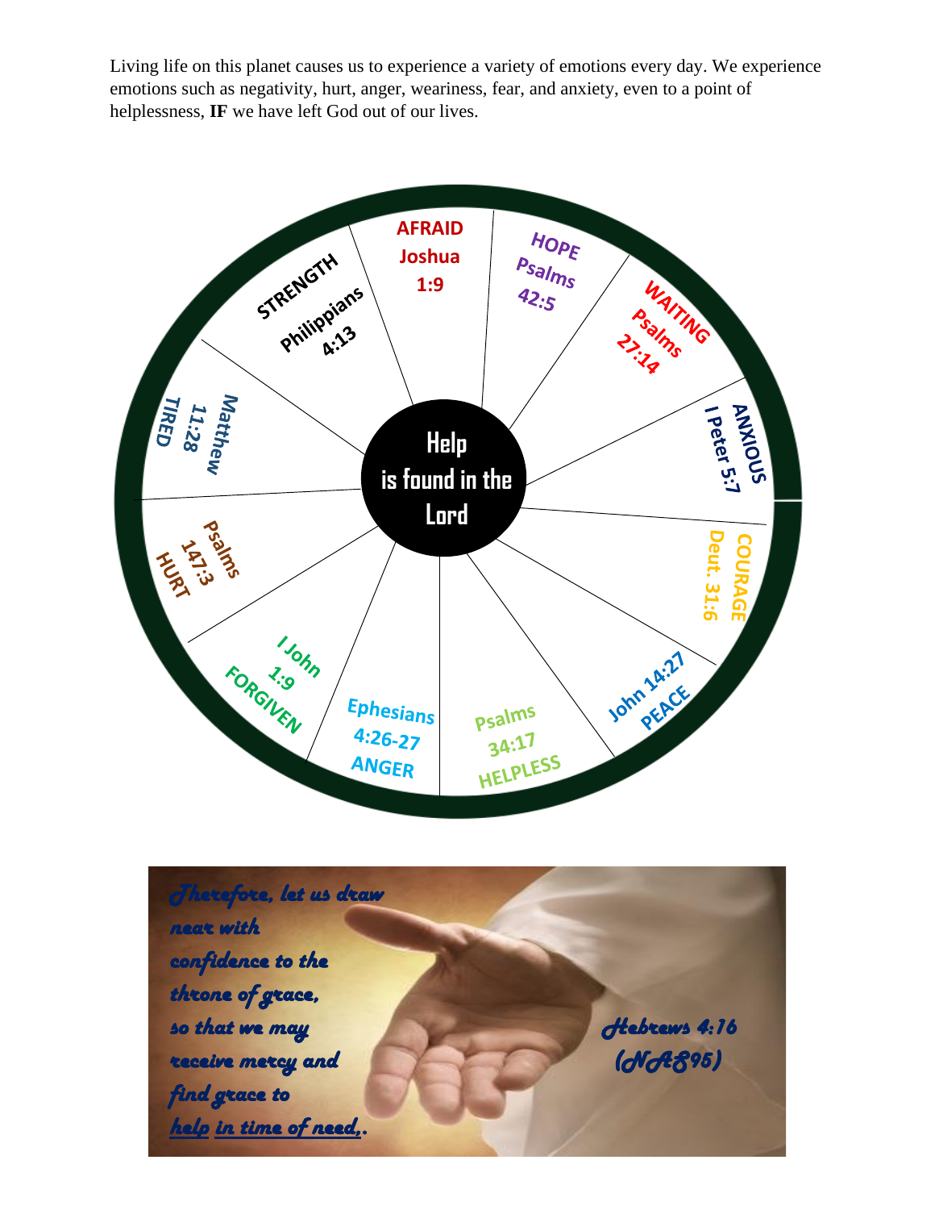Living life on this planet causes us to experience a variety of emotions every day. We experience emotions such as negativity, hurt, anger, weariness, fear, and anxiety, even to a point of helplessness, **IF** we have left God out of our lives.

**Help is found in the Lord**

- AFRAID Joshua 1:9
- HOPE Psalms 42:5
- WAITING Psalms 27:14
- ANXIOUS I Peter 5:7
- COURAGE Deut. 31:6
- John 14:27 PEACE
- Psalms 34:17 HELPLESS
- Ephesians 4:26-27 ANGER
- I John 1:9 FORGIVEN
- Psalms 147:3 HURT
- Matthew 11:28 TIRED
- STRENGTH Philippians 4:13

*Therefore, let us draw near with confidence to the throne of grace, so that we may receive mercy and find grace to help in time of need,.*

*Hebrews 4:16 (NAS95)*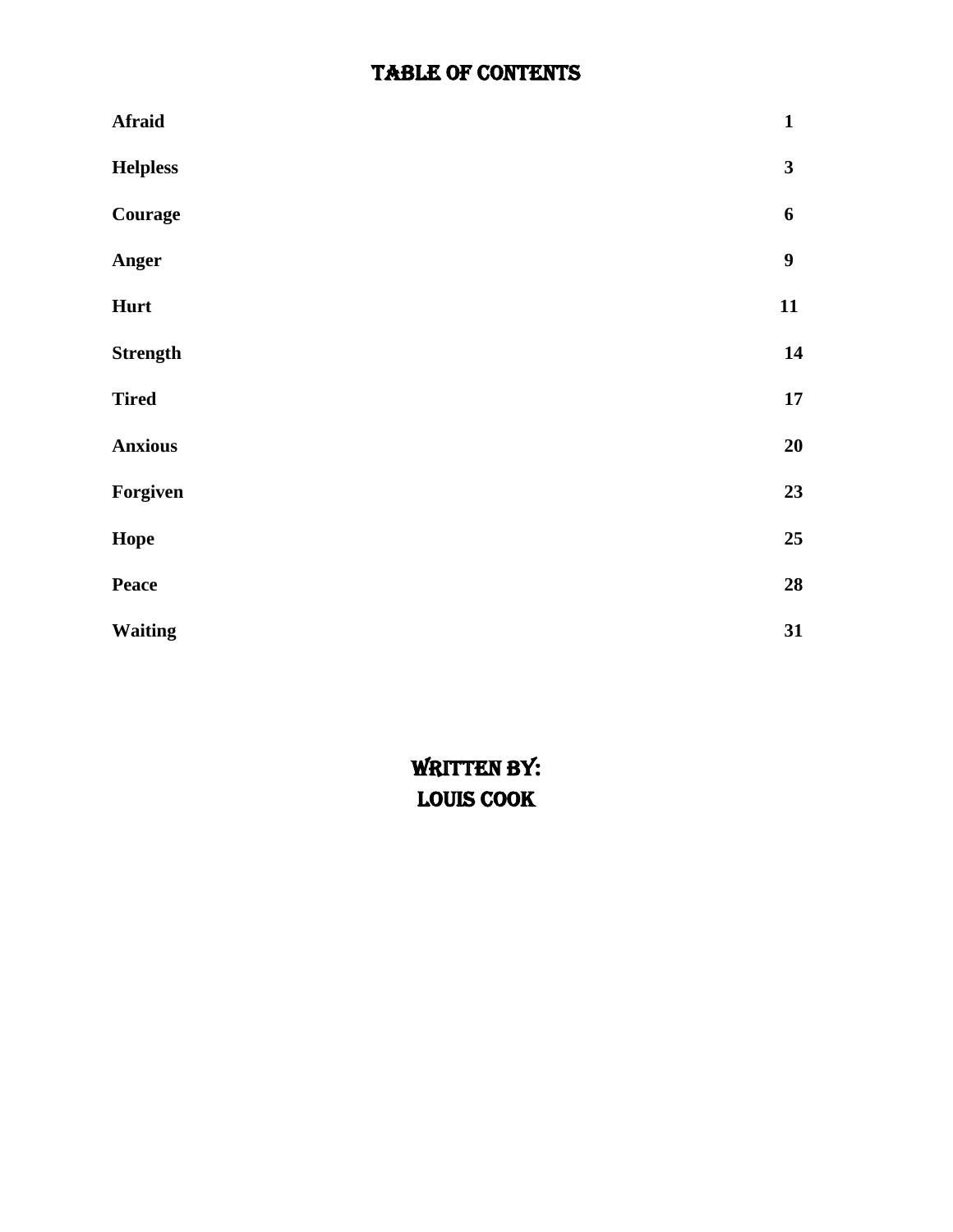# TABLE OF CONTENTS

| | |
|---|---|
| **Afraid** | **1** |
| **Helpless** | **3** |
| **Courage** | **6** |
| **Anger** | **9** |
| **Hurt** | **11** |
| **Strength** | **14** |
| **Tired** | **17** |
| **Anxious** | **20** |
| **Forgiven** | **23** |
| **Hope** | **25** |
| **Peace** | **28** |
| **Waiting** | **31** |

## WRITTEN BY:
## LOUIS COOK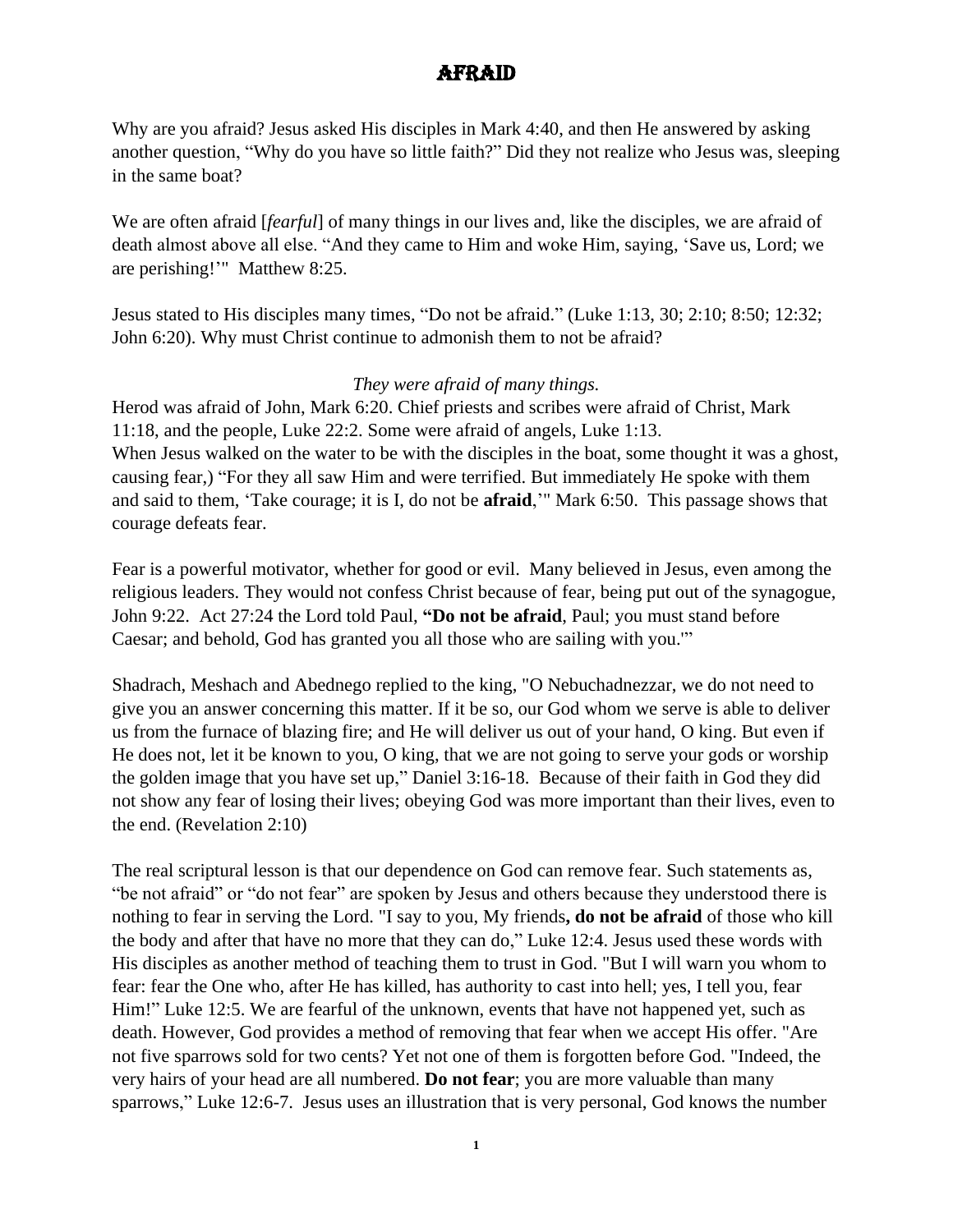# AFRAID

Why are you afraid? Jesus asked His disciples in Mark 4:40, and then He answered by asking another question, “Why do you have so little faith?” Did they not realize who Jesus was, sleeping in the same boat?

We are often afraid [*fearful*] of many things in our lives and, like the disciples, we are afraid of death almost above all else. “And they came to Him and woke Him, saying, ‘Save us, Lord; we are perishing!’" Matthew 8:25.

Jesus stated to His disciples many times, “Do not be afraid.” (Luke 1:13, 30; 2:10; 8:50; 12:32; John 6:20). Why must Christ continue to admonish them to not be afraid?

*They were afraid of many things.*

Herod was afraid of John, Mark 6:20. Chief priests and scribes were afraid of Christ, Mark 11:18, and the people, Luke 22:2. Some were afraid of angels, Luke 1:13.
When Jesus walked on the water to be with the disciples in the boat, some thought it was a ghost, causing fear,) “For they all saw Him and were terrified. But immediately He spoke with them and said to them, ‘Take courage; it is I, do not be **afraid**,’" Mark 6:50. This passage shows that courage defeats fear.

Fear is a powerful motivator, whether for good or evil. Many believed in Jesus, even among the religious leaders. They would not confess Christ because of fear, being put out of the synagogue, John 9:22. Act 27:24 the Lord told Paul, **“Do not be afraid**, Paul; you must stand before Caesar; and behold, God has granted you all those who are sailing with you.'”

Shadrach, Meshach and Abednego replied to the king, "O Nebuchadnezzar, we do not need to give you an answer concerning this matter. If it be so, our God whom we serve is able to deliver us from the furnace of blazing fire; and He will deliver us out of your hand, O king. But even if He does not, let it be known to you, O king, that we are not going to serve your gods or worship the golden image that you have set up,” Daniel 3:16-18. Because of their faith in God they did not show any fear of losing their lives; obeying God was more important than their lives, even to the end. (Revelation 2:10)

The real scriptural lesson is that our dependence on God can remove fear. Such statements as, “be not afraid” or “do not fear” are spoken by Jesus and others because they understood there is nothing to fear in serving the Lord. "I say to you, My friends**, do not be afraid** of those who kill the body and after that have no more that they can do,” Luke 12:4. Jesus used these words with His disciples as another method of teaching them to trust in God. "But I will warn you whom to fear: fear the One who, after He has killed, has authority to cast into hell; yes, I tell you, fear Him!” Luke 12:5. We are fearful of the unknown, events that have not happened yet, such as death. However, God provides a method of removing that fear when we accept His offer. "Are not five sparrows sold for two cents? Yet not one of them is forgotten before God. "Indeed, the very hairs of your head are all numbered. **Do not fear**; you are more valuable than many sparrows,” Luke 12:6-7. Jesus uses an illustration that is very personal, God knows the number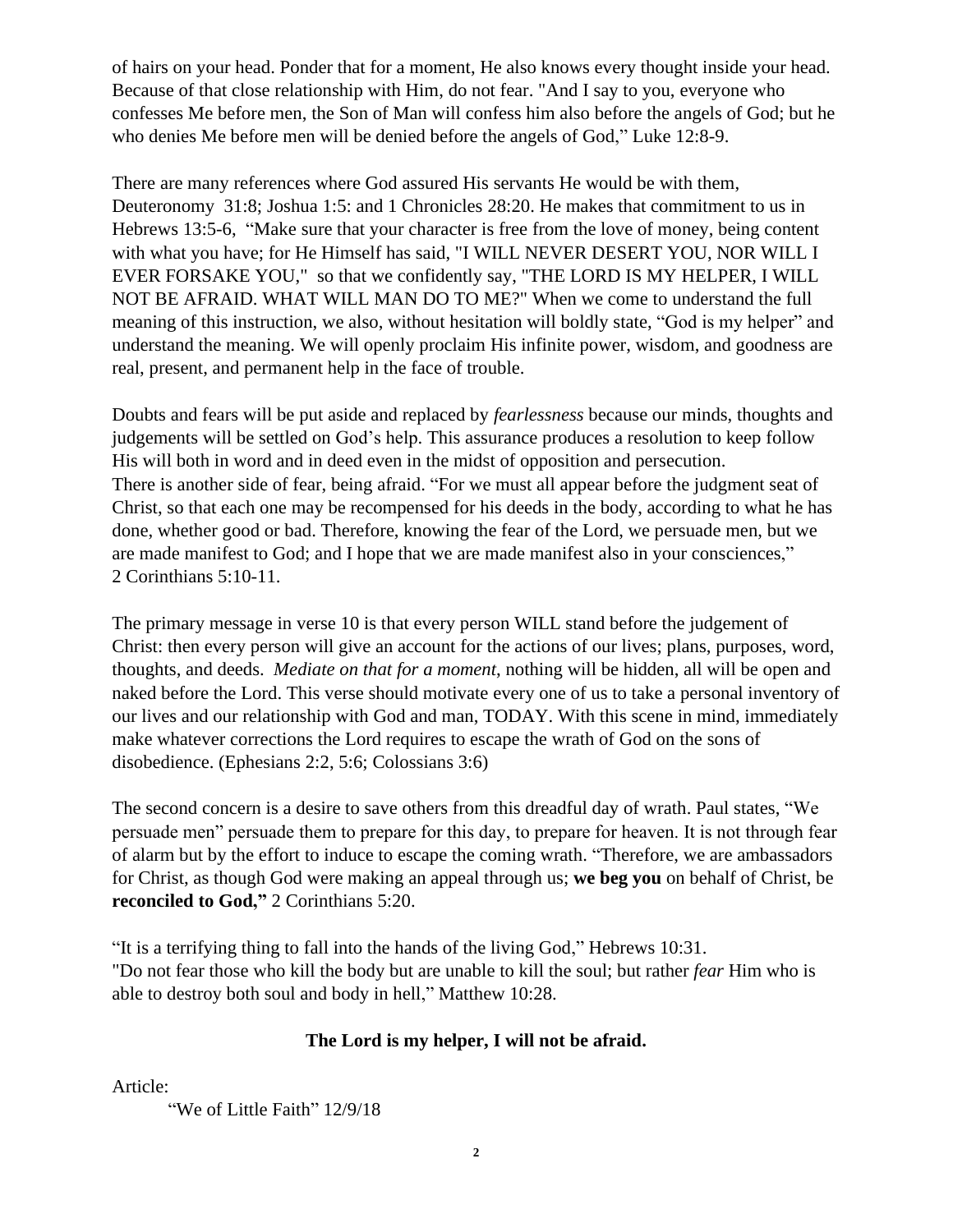of hairs on your head. Ponder that for a moment, He also knows every thought inside your head. Because of that close relationship with Him, do not fear. "And I say to you, everyone who confesses Me before men, the Son of Man will confess him also before the angels of God; but he who denies Me before men will be denied before the angels of God," Luke 12:8-9.

There are many references where God assured His servants He would be with them, Deuteronomy 31:8; Joshua 1:5: and 1 Chronicles 28:20. He makes that commitment to us in Hebrews 13:5-6, "Make sure that your character is free from the love of money, being content with what you have; for He Himself has said, "I WILL NEVER DESERT YOU, NOR WILL I EVER FORSAKE YOU," so that we confidently say, "THE LORD IS MY HELPER, I WILL NOT BE AFRAID. WHAT WILL MAN DO TO ME?" When we come to understand the full meaning of this instruction, we also, without hesitation will boldly state, "God is my helper" and understand the meaning. We will openly proclaim His infinite power, wisdom, and goodness are real, present, and permanent help in the face of trouble.

Doubts and fears will be put aside and replaced by *fearlessness* because our minds, thoughts and judgements will be settled on God's help. This assurance produces a resolution to keep follow His will both in word and in deed even in the midst of opposition and persecution.
There is another side of fear, being afraid. "For we must all appear before the judgment seat of Christ, so that each one may be recompensed for his deeds in the body, according to what he has done, whether good or bad. Therefore, knowing the fear of the Lord, we persuade men, but we are made manifest to God; and I hope that we are made manifest also in your consciences," 2 Corinthians 5:10-11.

The primary message in verse 10 is that every person WILL stand before the judgement of Christ: then every person will give an account for the actions of our lives; plans, purposes, word, thoughts, and deeds. *Mediate on that for a moment*, nothing will be hidden, all will be open and naked before the Lord. This verse should motivate every one of us to take a personal inventory of our lives and our relationship with God and man, TODAY. With this scene in mind, immediately make whatever corrections the Lord requires to escape the wrath of God on the sons of disobedience. (Ephesians 2:2, 5:6; Colossians 3:6)

The second concern is a desire to save others from this dreadful day of wrath. Paul states, "We persuade men" persuade them to prepare for this day, to prepare for heaven. It is not through fear of alarm but by the effort to induce to escape the coming wrath. "Therefore, we are ambassadors for Christ, as though God were making an appeal through us; **we beg you** on behalf of Christ, be **reconciled to God,"** 2 Corinthians 5:20.

"It is a terrifying thing to fall into the hands of the living God," Hebrews 10:31.
"Do not fear those who kill the body but are unable to kill the soul; but rather *fear* Him who is able to destroy both soul and body in hell," Matthew 10:28.

**The Lord is my helper, I will not be afraid.**

Article:

"We of Little Faith" 12/9/18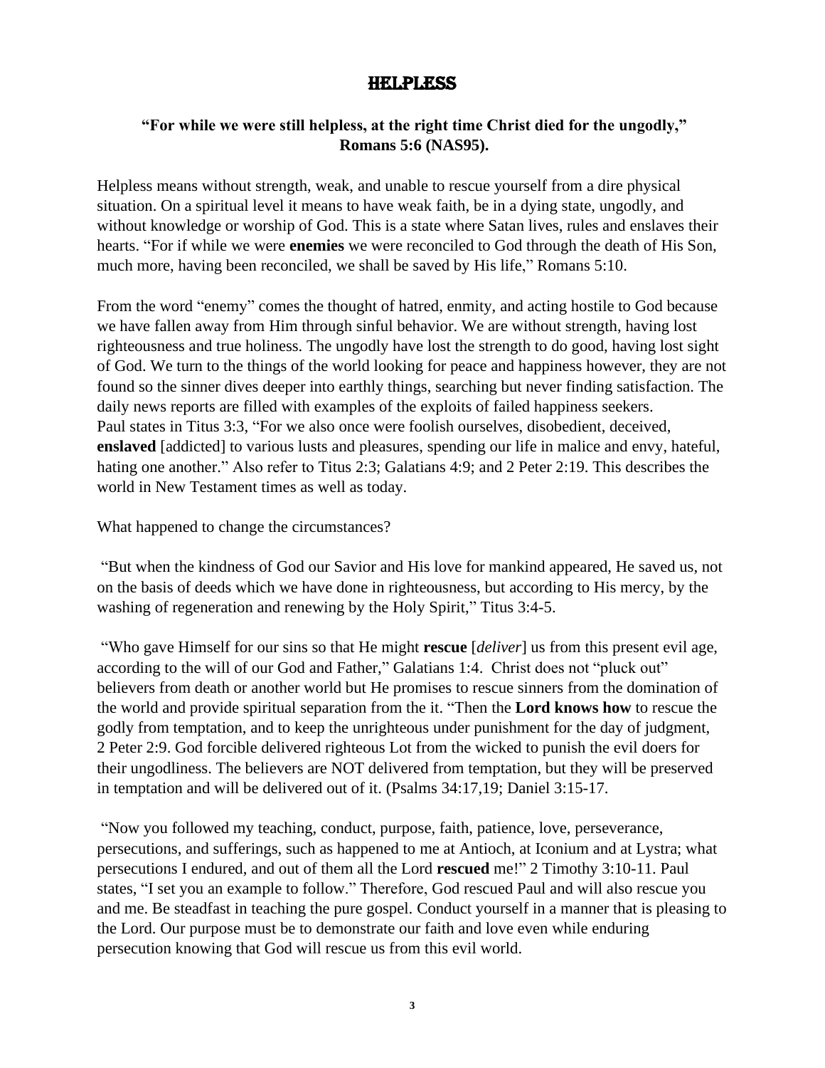# HELPLESS

**"For while we were still helpless, at the right time Christ died for the ungodly," Romans 5:6 (NAS95).**

Helpless means without strength, weak, and unable to rescue yourself from a dire physical situation. On a spiritual level it means to have weak faith, be in a dying state, ungodly, and without knowledge or worship of God. This is a state where Satan lives, rules and enslaves their hearts. "For if while we were **enemies** we were reconciled to God through the death of His Son, much more, having been reconciled, we shall be saved by His life," Romans 5:10.

From the word "enemy" comes the thought of hatred, enmity, and acting hostile to God because we have fallen away from Him through sinful behavior. We are without strength, having lost righteousness and true holiness. The ungodly have lost the strength to do good, having lost sight of God. We turn to the things of the world looking for peace and happiness however, they are not found so the sinner dives deeper into earthly things, searching but never finding satisfaction. The daily news reports are filled with examples of the exploits of failed happiness seekers. Paul states in Titus 3:3, "For we also once were foolish ourselves, disobedient, deceived, **enslaved** [addicted] to various lusts and pleasures, spending our life in malice and envy, hateful, hating one another." Also refer to Titus 2:3; Galatians 4:9; and 2 Peter 2:19. This describes the world in New Testament times as well as today.

What happened to change the circumstances?

"But when the kindness of God our Savior and His love for mankind appeared, He saved us, not on the basis of deeds which we have done in righteousness, but according to His mercy, by the washing of regeneration and renewing by the Holy Spirit," Titus 3:4-5.

"Who gave Himself for our sins so that He might **rescue** [*deliver*] us from this present evil age, according to the will of our God and Father," Galatians 1:4. Christ does not "pluck out" believers from death or another world but He promises to rescue sinners from the domination of the world and provide spiritual separation from the it. "Then the **Lord knows how** to rescue the godly from temptation, and to keep the unrighteous under punishment for the day of judgment, 2 Peter 2:9. God forcible delivered righteous Lot from the wicked to punish the evil doers for their ungodliness. The believers are NOT delivered from temptation, but they will be preserved in temptation and will be delivered out of it. (Psalms 34:17,19; Daniel 3:15-17.

"Now you followed my teaching, conduct, purpose, faith, patience, love, perseverance, persecutions, and sufferings, such as happened to me at Antioch, at Iconium and at Lystra; what persecutions I endured, and out of them all the Lord **rescued** me!" 2 Timothy 3:10-11. Paul states, "I set you an example to follow." Therefore, God rescued Paul and will also rescue you and me. Be steadfast in teaching the pure gospel. Conduct yourself in a manner that is pleasing to the Lord. Our purpose must be to demonstrate our faith and love even while enduring persecution knowing that God will rescue us from this evil world.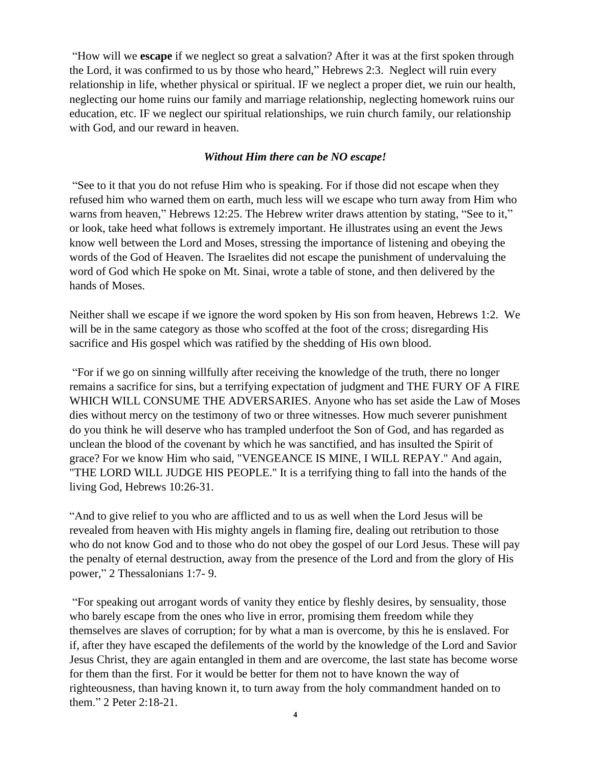"How will we **escape** if we neglect so great a salvation? After it was at the first spoken through the Lord, it was confirmed to us by those who heard," Hebrews 2:3. Neglect will ruin every relationship in life, whether physical or spiritual. IF we neglect a proper diet, we ruin our health, neglecting our home ruins our family and marriage relationship, neglecting homework ruins our education, etc. IF we neglect our spiritual relationships, we ruin church family, our relationship with God, and our reward in heaven.

***Without Him there can be NO escape!***

"See to it that you do not refuse Him who is speaking. For if those did not escape when they refused him who warned them on earth, much less will we escape who turn away from Him who warns from heaven," Hebrews 12:25. The Hebrew writer draws attention by stating, "See to it," or look, take heed what follows is extremely important. He illustrates using an event the Jews know well between the Lord and Moses, stressing the importance of listening and obeying the words of the God of Heaven. The Israelites did not escape the punishment of undervaluing the word of God which He spoke on Mt. Sinai, wrote a table of stone, and then delivered by the hands of Moses.

Neither shall we escape if we ignore the word spoken by His son from heaven, Hebrews 1:2. We will be in the same category as those who scoffed at the foot of the cross; disregarding His sacrifice and His gospel which was ratified by the shedding of His own blood.

"For if we go on sinning willfully after receiving the knowledge of the truth, there no longer remains a sacrifice for sins, but a terrifying expectation of judgment and THE FURY OF A FIRE WHICH WILL CONSUME THE ADVERSARIES. Anyone who has set aside the Law of Moses dies without mercy on the testimony of two or three witnesses. How much severer punishment do you think he will deserve who has trampled underfoot the Son of God, and has regarded as unclean the blood of the covenant by which he was sanctified, and has insulted the Spirit of grace? For we know Him who said, "VENGEANCE IS MINE, I WILL REPAY." And again, "THE LORD WILL JUDGE HIS PEOPLE." It is a terrifying thing to fall into the hands of the living God, Hebrews 10:26-31.

"And to give relief to you who are afflicted and to us as well when the Lord Jesus will be revealed from heaven with His mighty angels in flaming fire, dealing out retribution to those who do not know God and to those who do not obey the gospel of our Lord Jesus. These will pay the penalty of eternal destruction, away from the presence of the Lord and from the glory of His power," 2 Thessalonians 1:7- 9.

"For speaking out arrogant words of vanity they entice by fleshly desires, by sensuality, those who barely escape from the ones who live in error, promising them freedom while they themselves are slaves of corruption; for by what a man is overcome, by this he is enslaved. For if, after they have escaped the defilements of the world by the knowledge of the Lord and Savior Jesus Christ, they are again entangled in them and are overcome, the last state has become worse for them than the first. For it would be better for them not to have known the way of righteousness, than having known it, to turn away from the holy commandment handed on to them." 2 Peter 2:18-21.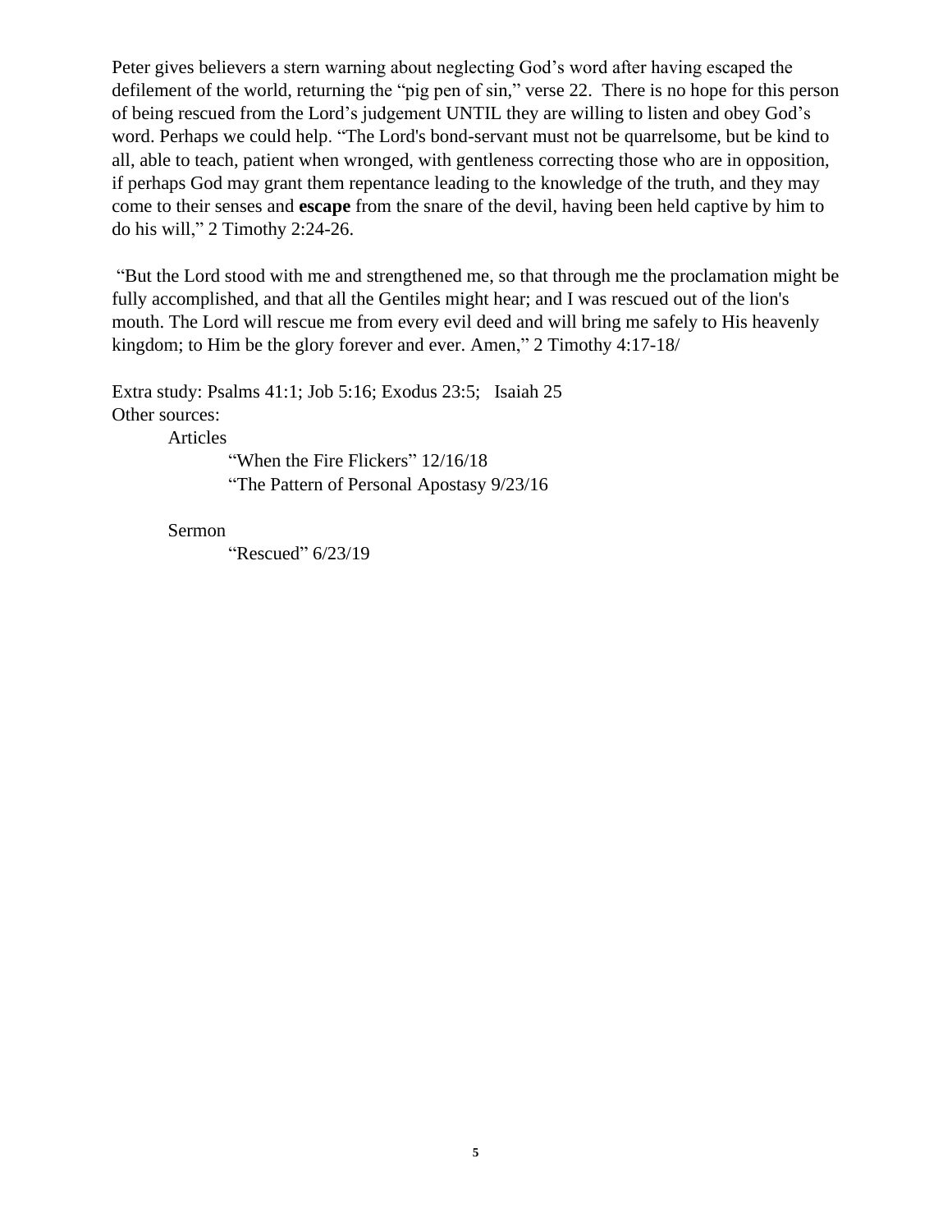Peter gives believers a stern warning about neglecting God's word after having escaped the defilement of the world, returning the "pig pen of sin," verse 22. There is no hope for this person of being rescued from the Lord's judgement UNTIL they are willing to listen and obey God's word. Perhaps we could help. "The Lord's bond-servant must not be quarrelsome, but be kind to all, able to teach, patient when wronged, with gentleness correcting those who are in opposition, if perhaps God may grant them repentance leading to the knowledge of the truth, and they may come to their senses and **escape** from the snare of the devil, having been held captive by him to do his will," 2 Timothy 2:24-26.

"But the Lord stood with me and strengthened me, so that through me the proclamation might be fully accomplished, and that all the Gentiles might hear; and I was rescued out of the lion's mouth. The Lord will rescue me from every evil deed and will bring me safely to His heavenly kingdom; to Him be the glory forever and ever. Amen," 2 Timothy 4:17-18/

Extra study: Psalms 41:1; Job 5:16; Exodus 23:5; Isaiah 25

Other sources:

- Articles
  - "When the Fire Flickers" 12/16/18
  - "The Pattern of Personal Apostasy 9/23/16
- Sermon
  - "Rescued" 6/23/19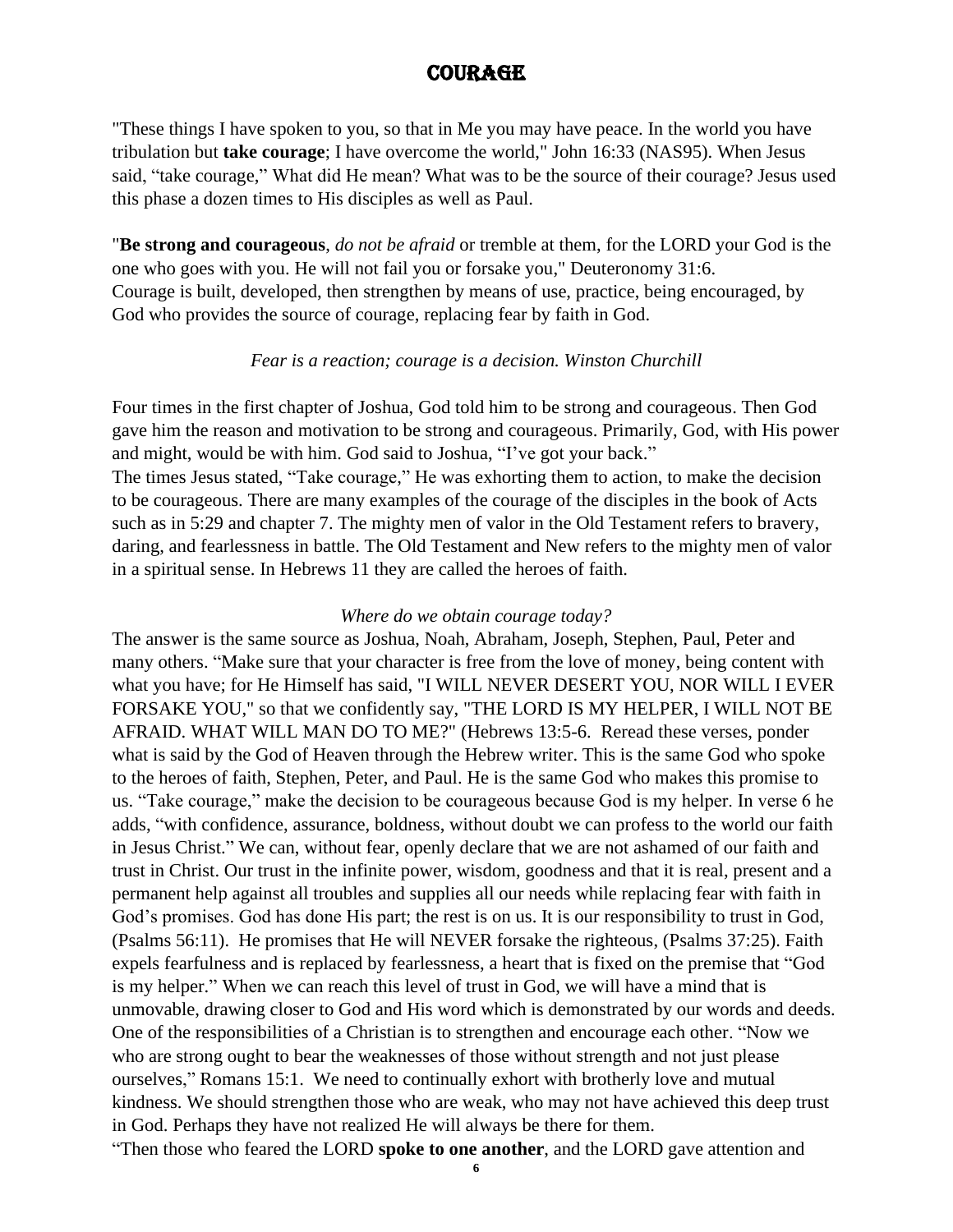# COURAGE

"These things I have spoken to you, so that in Me you may have peace. In the world you have tribulation but **take courage**; I have overcome the world," John 16:33 (NAS95). When Jesus said, "take courage," What did He mean? What was to be the source of their courage? Jesus used this phase a dozen times to His disciples as well as Paul.

"**Be strong and courageous**, *do not be afraid* or tremble at them, for the LORD your God is the one who goes with you. He will not fail you or forsake you," Deuteronomy 31:6.
Courage is built, developed, then strengthen by means of use, practice, being encouraged, by God who provides the source of courage, replacing fear by faith in God.

*Fear is a reaction; courage is a decision. Winston Churchill*

Four times in the first chapter of Joshua, God told him to be strong and courageous. Then God gave him the reason and motivation to be strong and courageous. Primarily, God, with His power and might, would be with him. God said to Joshua, "I've got your back."
The times Jesus stated, "Take courage," He was exhorting them to action, to make the decision to be courageous. There are many examples of the courage of the disciples in the book of Acts such as in 5:29 and chapter 7. The mighty men of valor in the Old Testament refers to bravery, daring, and fearlessness in battle. The Old Testament and New refers to the mighty men of valor in a spiritual sense. In Hebrews 11 they are called the heroes of faith.

*Where do we obtain courage today?*

The answer is the same source as Joshua, Noah, Abraham, Joseph, Stephen, Paul, Peter and many others. "Make sure that your character is free from the love of money, being content with what you have; for He Himself has said, "I WILL NEVER DESERT YOU, NOR WILL I EVER FORSAKE YOU," so that we confidently say, "THE LORD IS MY HELPER, I WILL NOT BE AFRAID. WHAT WILL MAN DO TO ME?" (Hebrews 13:5-6. Reread these verses, ponder what is said by the God of Heaven through the Hebrew writer. This is the same God who spoke to the heroes of faith, Stephen, Peter, and Paul. He is the same God who makes this promise to us. "Take courage," make the decision to be courageous because God is my helper. In verse 6 he adds, "with confidence, assurance, boldness, without doubt we can profess to the world our faith in Jesus Christ." We can, without fear, openly declare that we are not ashamed of our faith and trust in Christ. Our trust in the infinite power, wisdom, goodness and that it is real, present and a permanent help against all troubles and supplies all our needs while replacing fear with faith in God's promises. God has done His part; the rest is on us. It is our responsibility to trust in God, (Psalms 56:11). He promises that He will NEVER forsake the righteous, (Psalms 37:25). Faith expels fearfulness and is replaced by fearlessness, a heart that is fixed on the premise that "God is my helper." When we can reach this level of trust in God, we will have a mind that is unmovable, drawing closer to God and His word which is demonstrated by our words and deeds. One of the responsibilities of a Christian is to strengthen and encourage each other. "Now we who are strong ought to bear the weaknesses of those without strength and not just please ourselves," Romans 15:1. We need to continually exhort with brotherly love and mutual kindness. We should strengthen those who are weak, who may not have achieved this deep trust in God. Perhaps they have not realized He will always be there for them.
"Then those who feared the LORD **spoke to one another**, and the LORD gave attention and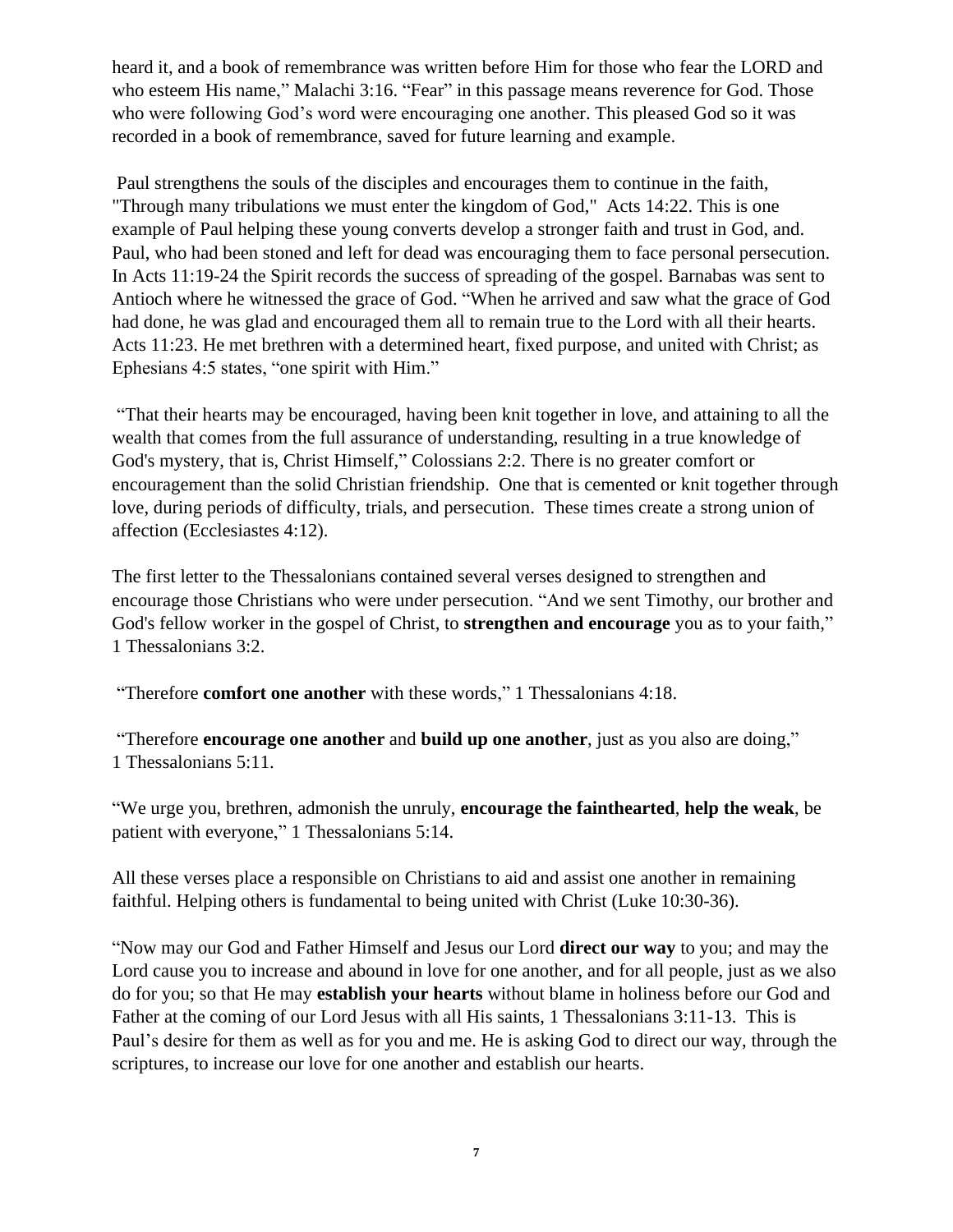heard it, and a book of remembrance was written before Him for those who fear the LORD and who esteem His name," Malachi 3:16. "Fear" in this passage means reverence for God. Those who were following God's word were encouraging one another. This pleased God so it was recorded in a book of remembrance, saved for future learning and example.

Paul strengthens the souls of the disciples and encourages them to continue in the faith, "Through many tribulations we must enter the kingdom of God," Acts 14:22. This is one example of Paul helping these young converts develop a stronger faith and trust in God, and. Paul, who had been stoned and left for dead was encouraging them to face personal persecution. In Acts 11:19-24 the Spirit records the success of spreading of the gospel. Barnabas was sent to Antioch where he witnessed the grace of God. "When he arrived and saw what the grace of God had done, he was glad and encouraged them all to remain true to the Lord with all their hearts. Acts 11:23. He met brethren with a determined heart, fixed purpose, and united with Christ; as Ephesians 4:5 states, "one spirit with Him."

"That their hearts may be encouraged, having been knit together in love, and attaining to all the wealth that comes from the full assurance of understanding, resulting in a true knowledge of God's mystery, that is, Christ Himself," Colossians 2:2. There is no greater comfort or encouragement than the solid Christian friendship. One that is cemented or knit together through love, during periods of difficulty, trials, and persecution. These times create a strong union of affection (Ecclesiastes 4:12).

The first letter to the Thessalonians contained several verses designed to strengthen and encourage those Christians who were under persecution. "And we sent Timothy, our brother and God's fellow worker in the gospel of Christ, to **strengthen and encourage** you as to your faith," 1 Thessalonians 3:2.

"Therefore **comfort one another** with these words," 1 Thessalonians 4:18.

"Therefore **encourage one another** and **build up one another**, just as you also are doing," 1 Thessalonians 5:11.

"We urge you, brethren, admonish the unruly, **encourage the fainthearted**, **help the weak**, be patient with everyone," 1 Thessalonians 5:14.

All these verses place a responsible on Christians to aid and assist one another in remaining faithful. Helping others is fundamental to being united with Christ (Luke 10:30-36).

"Now may our God and Father Himself and Jesus our Lord **direct our way** to you; and may the Lord cause you to increase and abound in love for one another, and for all people, just as we also do for you; so that He may **establish your hearts** without blame in holiness before our God and Father at the coming of our Lord Jesus with all His saints, 1 Thessalonians 3:11-13. This is Paul's desire for them as well as for you and me. He is asking God to direct our way, through the scriptures, to increase our love for one another and establish our hearts.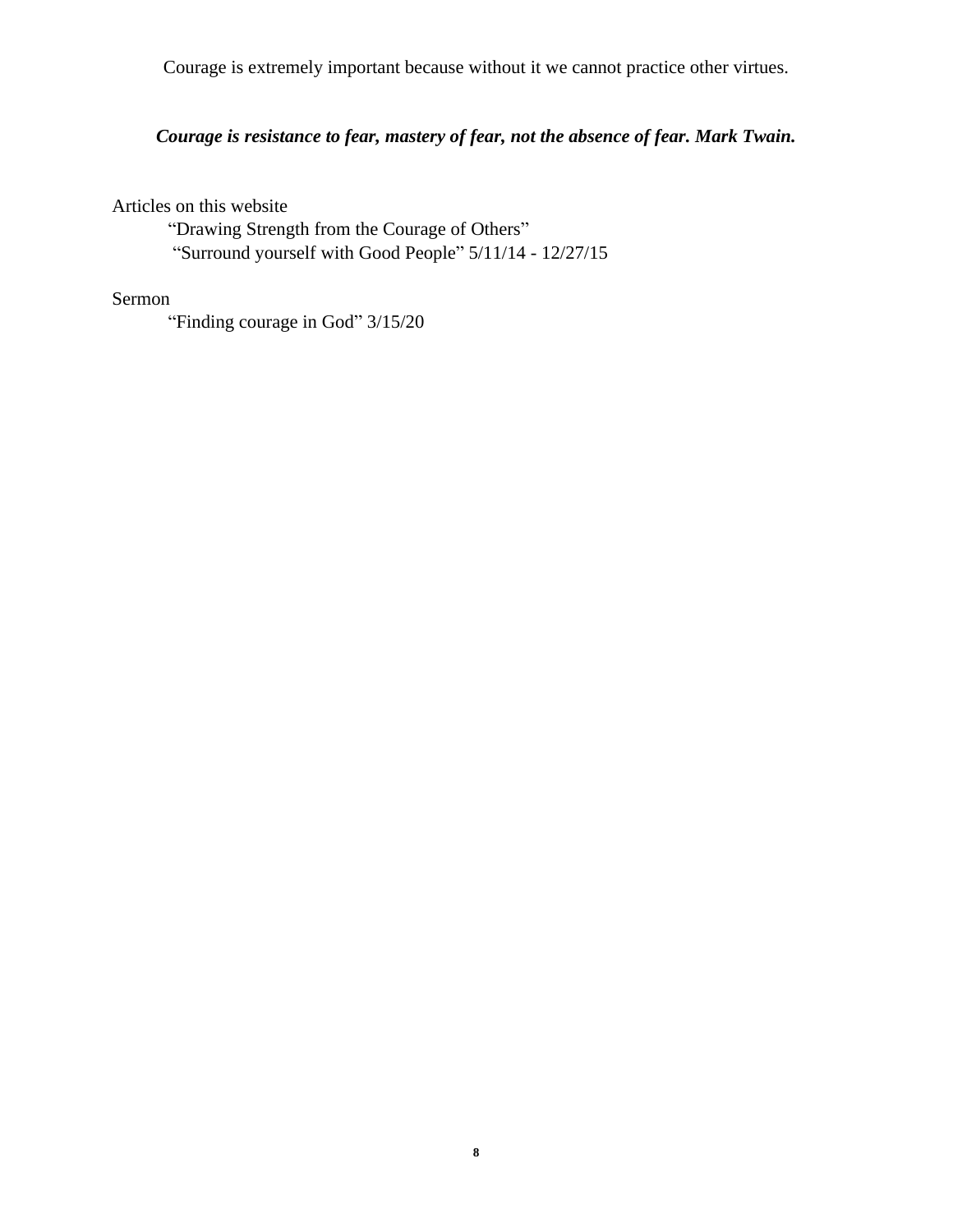Courage is extremely important because without it we cannot practice other virtues.

***Courage is resistance to fear, mastery of fear, not the absence of fear. Mark Twain.***

Articles on this website

"Drawing Strength from the Courage of Others"

"Surround yourself with Good People" 5/11/14 - 12/27/15

Sermon

"Finding courage in God" 3/15/20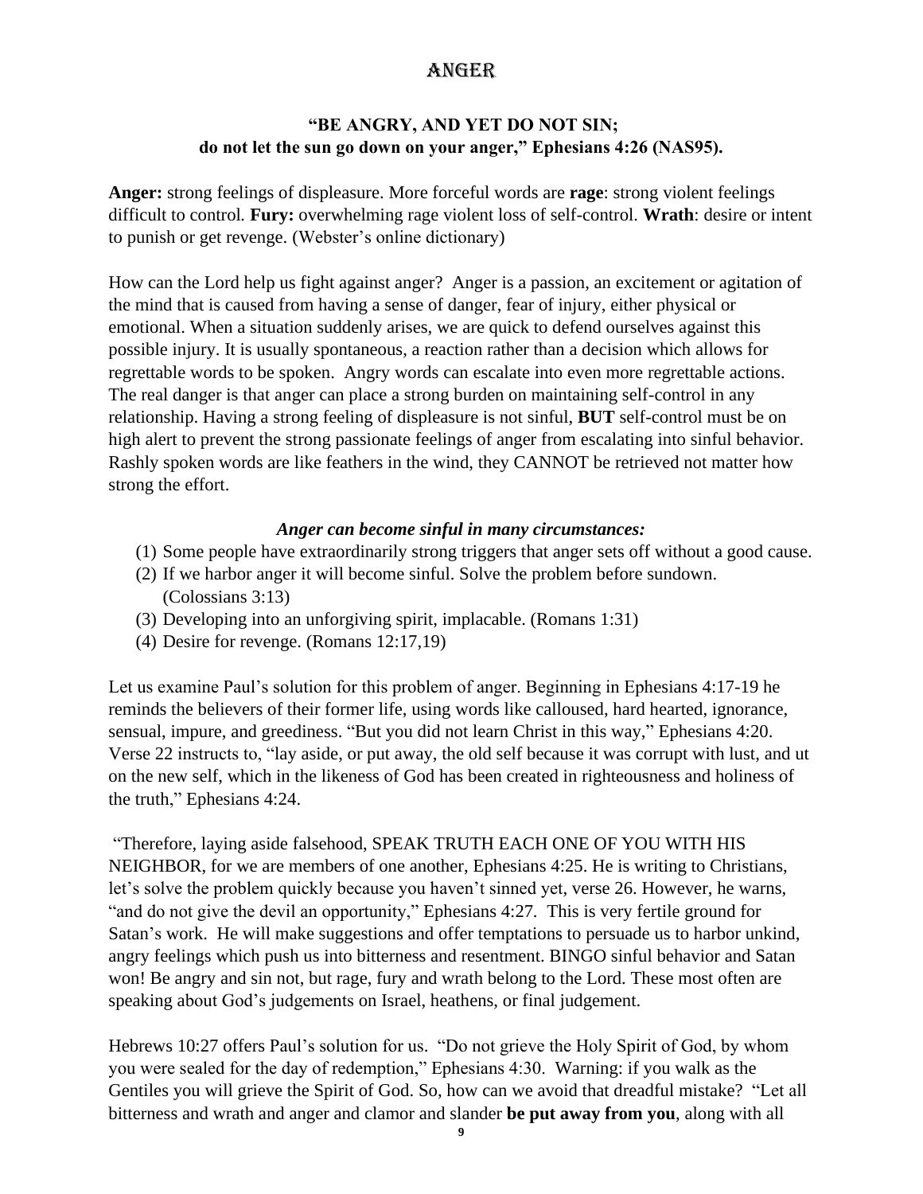# Anger

**"BE ANGRY, AND YET DO NOT SIN;**
**do not let the sun go down on your anger," Ephesians 4:26 (NAS95).**

**Anger:** strong feelings of displeasure. More forceful words are **rage**: strong violent feelings difficult to control. **Fury:** overwhelming rage violent loss of self-control. **Wrath**: desire or intent to punish or get revenge. (Webster's online dictionary)

How can the Lord help us fight against anger? Anger is a passion, an excitement or agitation of the mind that is caused from having a sense of danger, fear of injury, either physical or emotional. When a situation suddenly arises, we are quick to defend ourselves against this possible injury. It is usually spontaneous, a reaction rather than a decision which allows for regrettable words to be spoken. Angry words can escalate into even more regrettable actions. The real danger is that anger can place a strong burden on maintaining self-control in any relationship. Having a strong feeling of displeasure is not sinful, **BUT** self-control must be on high alert to prevent the strong passionate feelings of anger from escalating into sinful behavior. Rashly spoken words are like feathers in the wind, they CANNOT be retrieved not matter how strong the effort.

***Anger can become sinful in many circumstances:***

(1) Some people have extraordinarily strong triggers that anger sets off without a good cause.
(2) If we harbor anger it will become sinful. Solve the problem before sundown. (Colossians 3:13)
(3) Developing into an unforgiving spirit, implacable. (Romans 1:31)
(4) Desire for revenge. (Romans 12:17,19)

Let us examine Paul's solution for this problem of anger. Beginning in Ephesians 4:17-19 he reminds the believers of their former life, using words like calloused, hard hearted, ignorance, sensual, impure, and greediness. "But you did not learn Christ in this way," Ephesians 4:20. Verse 22 instructs to, "lay aside, or put away, the old self because it was corrupt with lust, and ut on the new self, which in the likeness of God has been created in righteousness and holiness of the truth," Ephesians 4:24.

"Therefore, laying aside falsehood, SPEAK TRUTH EACH ONE OF YOU WITH HIS NEIGHBOR, for we are members of one another, Ephesians 4:25. He is writing to Christians, let's solve the problem quickly because you haven't sinned yet, verse 26. However, he warns, "and do not give the devil an opportunity," Ephesians 4:27. This is very fertile ground for Satan's work. He will make suggestions and offer temptations to persuade us to harbor unkind, angry feelings which push us into bitterness and resentment. BINGO sinful behavior and Satan won! Be angry and sin not, but rage, fury and wrath belong to the Lord. These most often are speaking about God's judgements on Israel, heathens, or final judgement.

Hebrews 10:27 offers Paul's solution for us. "Do not grieve the Holy Spirit of God, by whom you were sealed for the day of redemption," Ephesians 4:30. Warning: if you walk as the Gentiles you will grieve the Spirit of God. So, how can we avoid that dreadful mistake? "Let all bitterness and wrath and anger and clamor and slander **be put away from you**, along with all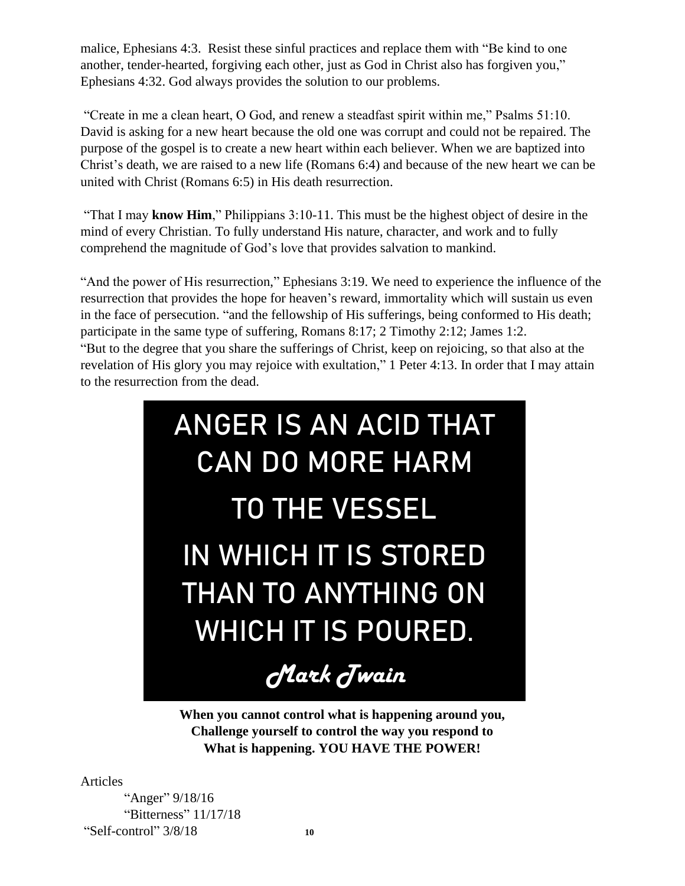malice, Ephesians 4:3. Resist these sinful practices and replace them with "Be kind to one another, tender-hearted, forgiving each other, just as God in Christ also has forgiven you," Ephesians 4:32. God always provides the solution to our problems.

"Create in me a clean heart, O God, and renew a steadfast spirit within me," Psalms 51:10. David is asking for a new heart because the old one was corrupt and could not be repaired. The purpose of the gospel is to create a new heart within each believer. When we are baptized into Christ's death, we are raised to a new life (Romans 6:4) and because of the new heart we can be united with Christ (Romans 6:5) in His death resurrection.

"That I may **know Him**," Philippians 3:10-11. This must be the highest object of desire in the mind of every Christian. To fully understand His nature, character, and work and to fully comprehend the magnitude of God's love that provides salvation to mankind.

"And the power of His resurrection," Ephesians 3:19. We need to experience the influence of the resurrection that provides the hope for heaven's reward, immortality which will sustain us even in the face of persecution. "and the fellowship of His sufferings, being conformed to His death; participate in the same type of suffering, Romans 8:17; 2 Timothy 2:12; James 1:2.
"But to the degree that you share the sufferings of Christ, keep on rejoicing, so that also at the revelation of His glory you may rejoice with exultation," 1 Peter 4:13. In order that I may attain to the resurrection from the dead.

ANGER IS AN ACID THAT CAN DO MORE HARM TO THE VESSEL IN WHICH IT IS STORED THAN TO ANYTHING ON WHICH IT IS POURED.

*Mark Twain*

**When you cannot control what is happening around you,
Challenge yourself to control the way you respond to
What is happening. YOU HAVE THE POWER!**

Articles

"Anger" 9/18/16
"Bitterness" 11/17/18
"Self-control" 3/8/18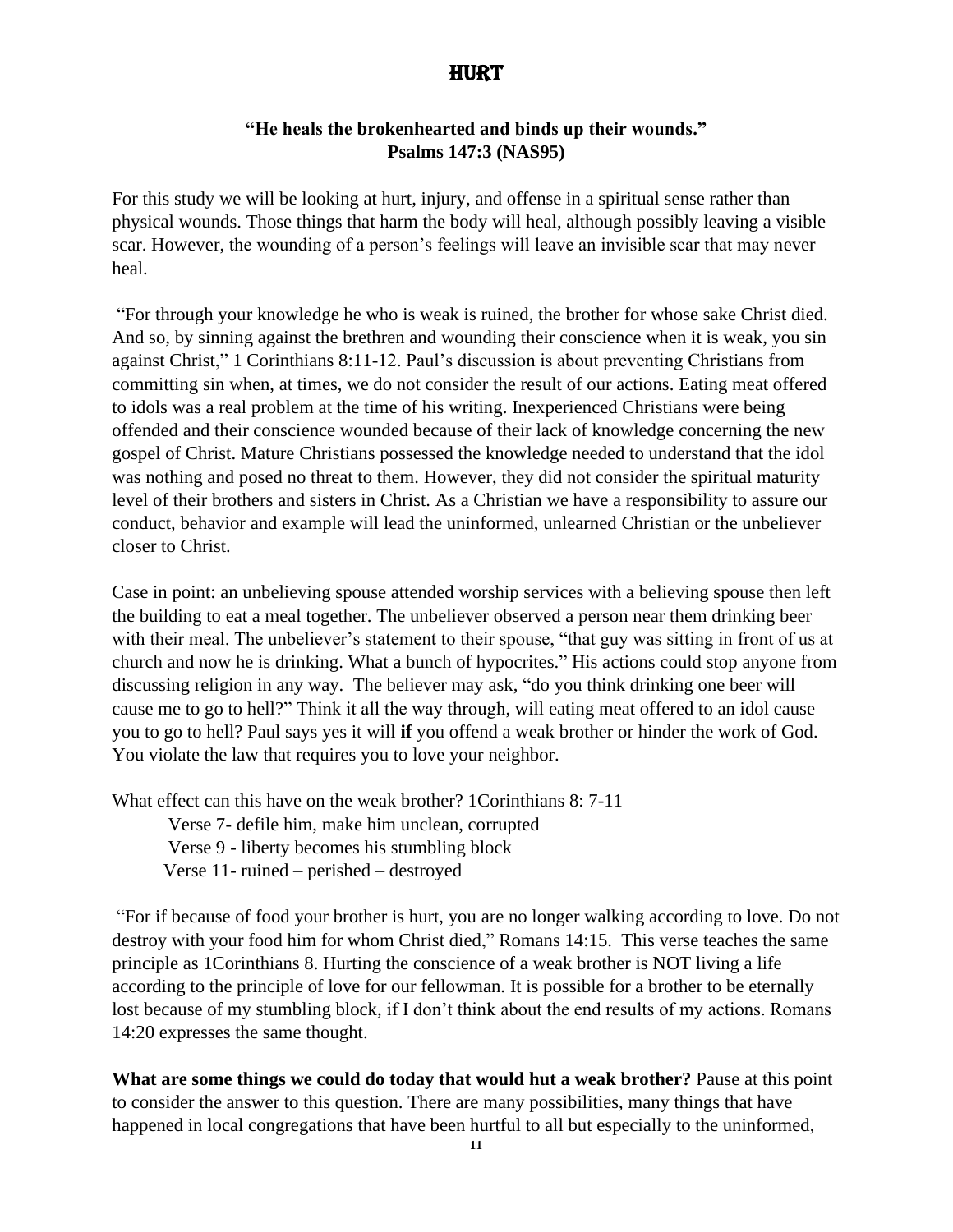# HURT

**"He heals the brokenhearted and binds up their wounds."**
**Psalms 147:3 (NAS95)**

For this study we will be looking at hurt, injury, and offense in a spiritual sense rather than physical wounds. Those things that harm the body will heal, although possibly leaving a visible scar. However, the wounding of a person's feelings will leave an invisible scar that may never heal.

"For through your knowledge he who is weak is ruined, the brother for whose sake Christ died. And so, by sinning against the brethren and wounding their conscience when it is weak, you sin against Christ," 1 Corinthians 8:11-12. Paul's discussion is about preventing Christians from committing sin when, at times, we do not consider the result of our actions. Eating meat offered to idols was a real problem at the time of his writing. Inexperienced Christians were being offended and their conscience wounded because of their lack of knowledge concerning the new gospel of Christ. Mature Christians possessed the knowledge needed to understand that the idol was nothing and posed no threat to them. However, they did not consider the spiritual maturity level of their brothers and sisters in Christ. As a Christian we have a responsibility to assure our conduct, behavior and example will lead the uninformed, unlearned Christian or the unbeliever closer to Christ.

Case in point: an unbelieving spouse attended worship services with a believing spouse then left the building to eat a meal together. The unbeliever observed a person near them drinking beer with their meal. The unbeliever's statement to their spouse, "that guy was sitting in front of us at church and now he is drinking. What a bunch of hypocrites." His actions could stop anyone from discussing religion in any way. The believer may ask, "do you think drinking one beer will cause me to go to hell?" Think it all the way through, will eating meat offered to an idol cause you to go to hell? Paul says yes it will **if** you offend a weak brother or hinder the work of God. You violate the law that requires you to love your neighbor.

What effect can this have on the weak brother? 1Corinthians 8: 7-11

- Verse 7- defile him, make him unclean, corrupted
- Verse 9 - liberty becomes his stumbling block
- Verse 11- ruined – perished – destroyed

"For if because of food your brother is hurt, you are no longer walking according to love. Do not destroy with your food him for whom Christ died," Romans 14:15. This verse teaches the same principle as 1Corinthians 8. Hurting the conscience of a weak brother is NOT living a life according to the principle of love for our fellowman. It is possible for a brother to be eternally lost because of my stumbling block, if I don't think about the end results of my actions. Romans 14:20 expresses the same thought.

**What are some things we could do today that would hut a weak brother?** Pause at this point to consider the answer to this question. There are many possibilities, many things that have happened in local congregations that have been hurtful to all but especially to the uninformed,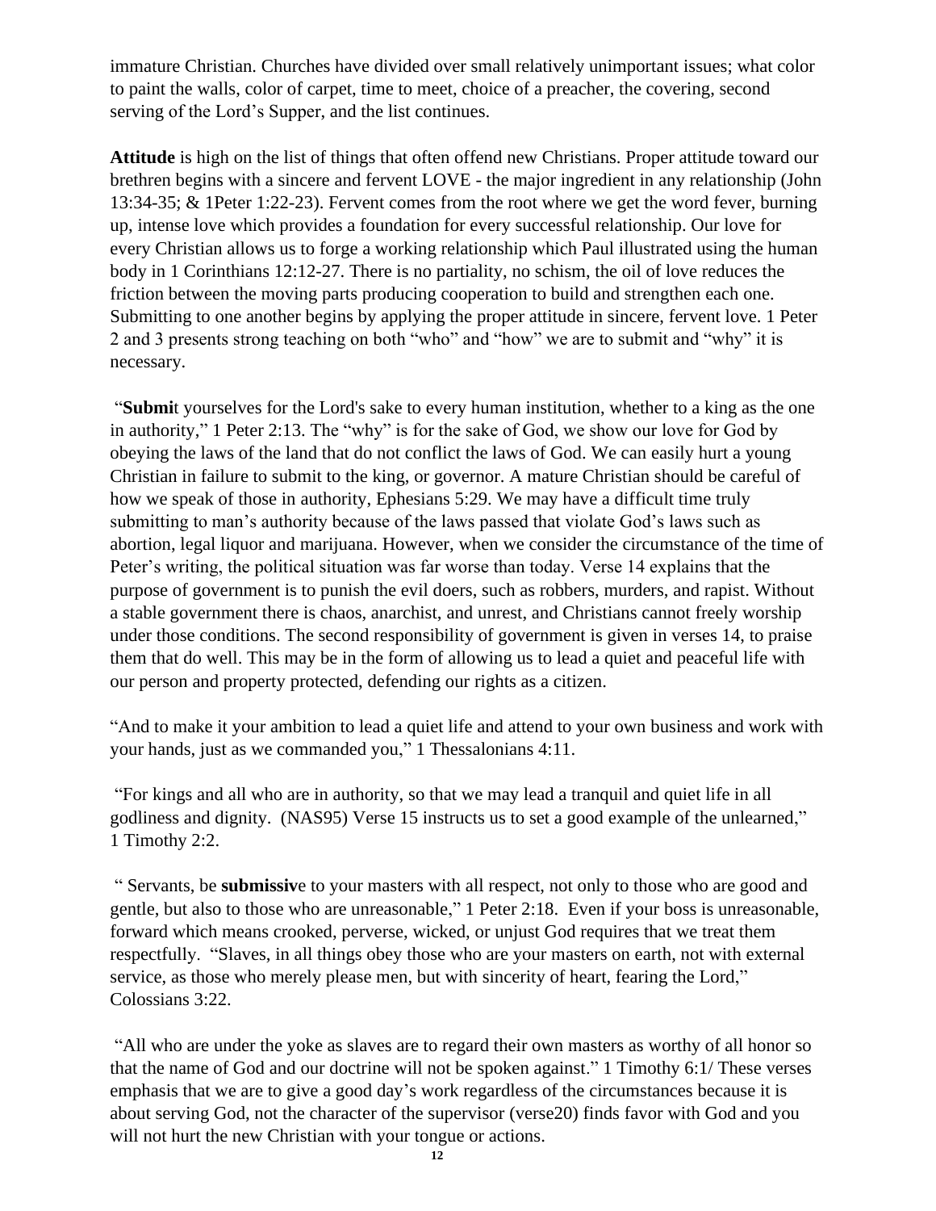immature Christian. Churches have divided over small relatively unimportant issues; what color to paint the walls, color of carpet, time to meet, choice of a preacher, the covering, second serving of the Lord's Supper, and the list continues.

**Attitude** is high on the list of things that often offend new Christians. Proper attitude toward our brethren begins with a sincere and fervent LOVE - the major ingredient in any relationship (John 13:34-35; & 1Peter 1:22-23). Fervent comes from the root where we get the word fever, burning up, intense love which provides a foundation for every successful relationship. Our love for every Christian allows us to forge a working relationship which Paul illustrated using the human body in 1 Corinthians 12:12-27. There is no partiality, no schism, the oil of love reduces the friction between the moving parts producing cooperation to build and strengthen each one. Submitting to one another begins by applying the proper attitude in sincere, fervent love. 1 Peter 2 and 3 presents strong teaching on both "who" and "how" we are to submit and "why" it is necessary.

"**Submi**t yourselves for the Lord's sake to every human institution, whether to a king as the one in authority," 1 Peter 2:13. The "why" is for the sake of God, we show our love for God by obeying the laws of the land that do not conflict the laws of God. We can easily hurt a young Christian in failure to submit to the king, or governor. A mature Christian should be careful of how we speak of those in authority, Ephesians 5:29. We may have a difficult time truly submitting to man's authority because of the laws passed that violate God's laws such as abortion, legal liquor and marijuana. However, when we consider the circumstance of the time of Peter's writing, the political situation was far worse than today. Verse 14 explains that the purpose of government is to punish the evil doers, such as robbers, murders, and rapist. Without a stable government there is chaos, anarchist, and unrest, and Christians cannot freely worship under those conditions. The second responsibility of government is given in verses 14, to praise them that do well. This may be in the form of allowing us to lead a quiet and peaceful life with our person and property protected, defending our rights as a citizen.

"And to make it your ambition to lead a quiet life and attend to your own business and work with your hands, just as we commanded you," 1 Thessalonians 4:11.

"For kings and all who are in authority, so that we may lead a tranquil and quiet life in all godliness and dignity. (NAS95) Verse 15 instructs us to set a good example of the unlearned," 1 Timothy 2:2.

" Servants, be **submissiv**e to your masters with all respect, not only to those who are good and gentle, but also to those who are unreasonable," 1 Peter 2:18. Even if your boss is unreasonable, forward which means crooked, perverse, wicked, or unjust God requires that we treat them respectfully. "Slaves, in all things obey those who are your masters on earth, not with external service, as those who merely please men, but with sincerity of heart, fearing the Lord," Colossians 3:22.

"All who are under the yoke as slaves are to regard their own masters as worthy of all honor so that the name of God and our doctrine will not be spoken against." 1 Timothy 6:1/ These verses emphasis that we are to give a good day's work regardless of the circumstances because it is about serving God, not the character of the supervisor (verse20) finds favor with God and you will not hurt the new Christian with your tongue or actions.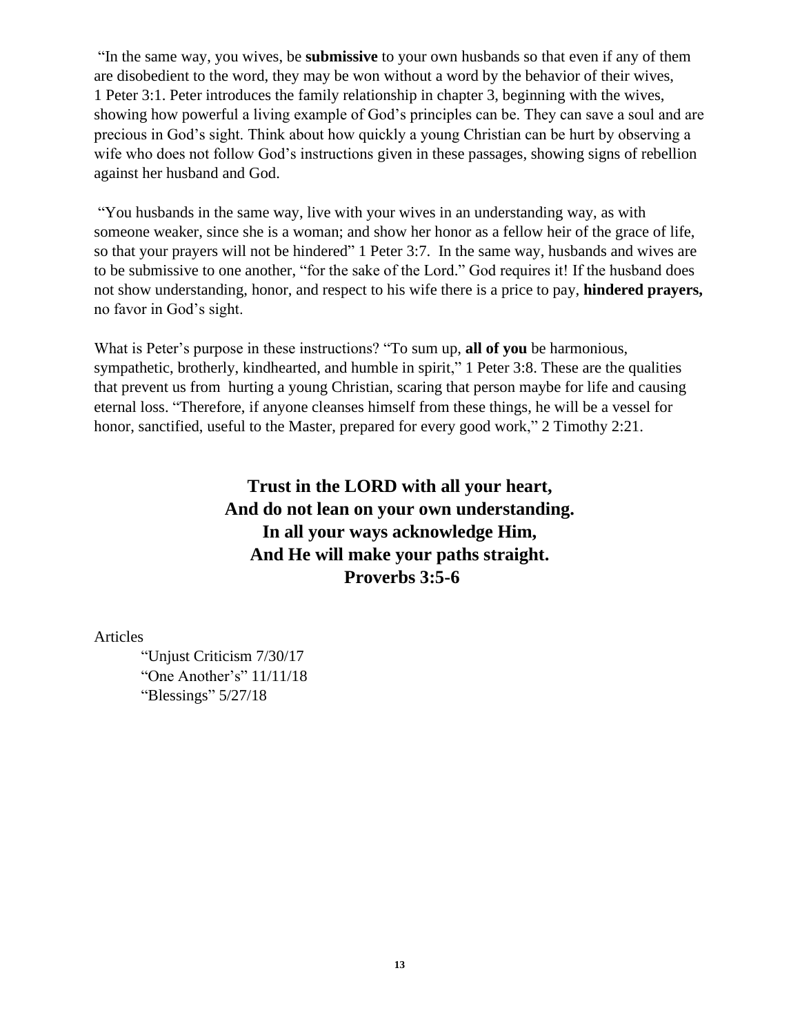"In the same way, you wives, be **submissive** to your own husbands so that even if any of them are disobedient to the word, they may be won without a word by the behavior of their wives, 1 Peter 3:1. Peter introduces the family relationship in chapter 3, beginning with the wives, showing how powerful a living example of God's principles can be. They can save a soul and are precious in God's sight. Think about how quickly a young Christian can be hurt by observing a wife who does not follow God's instructions given in these passages, showing signs of rebellion against her husband and God.

"You husbands in the same way, live with your wives in an understanding way, as with someone weaker, since she is a woman; and show her honor as a fellow heir of the grace of life, so that your prayers will not be hindered" 1 Peter 3:7. In the same way, husbands and wives are to be submissive to one another, "for the sake of the Lord." God requires it! If the husband does not show understanding, honor, and respect to his wife there is a price to pay, **hindered prayers,** no favor in God's sight.

What is Peter's purpose in these instructions? "To sum up, **all of you** be harmonious, sympathetic, brotherly, kindhearted, and humble in spirit," 1 Peter 3:8. These are the qualities that prevent us from hurting a young Christian, scaring that person maybe for life and causing eternal loss. "Therefore, if anyone cleanses himself from these things, he will be a vessel for honor, sanctified, useful to the Master, prepared for every good work," 2 Timothy 2:21.

**Trust in the LORD with all your heart,**
**And do not lean on your own understanding.**
**In all your ways acknowledge Him,**
**And He will make your paths straight.**
**Proverbs 3:5-6**

Articles

"Unjust Criticism 7/30/17
"One Another's" 11/11/18
"Blessings" 5/27/18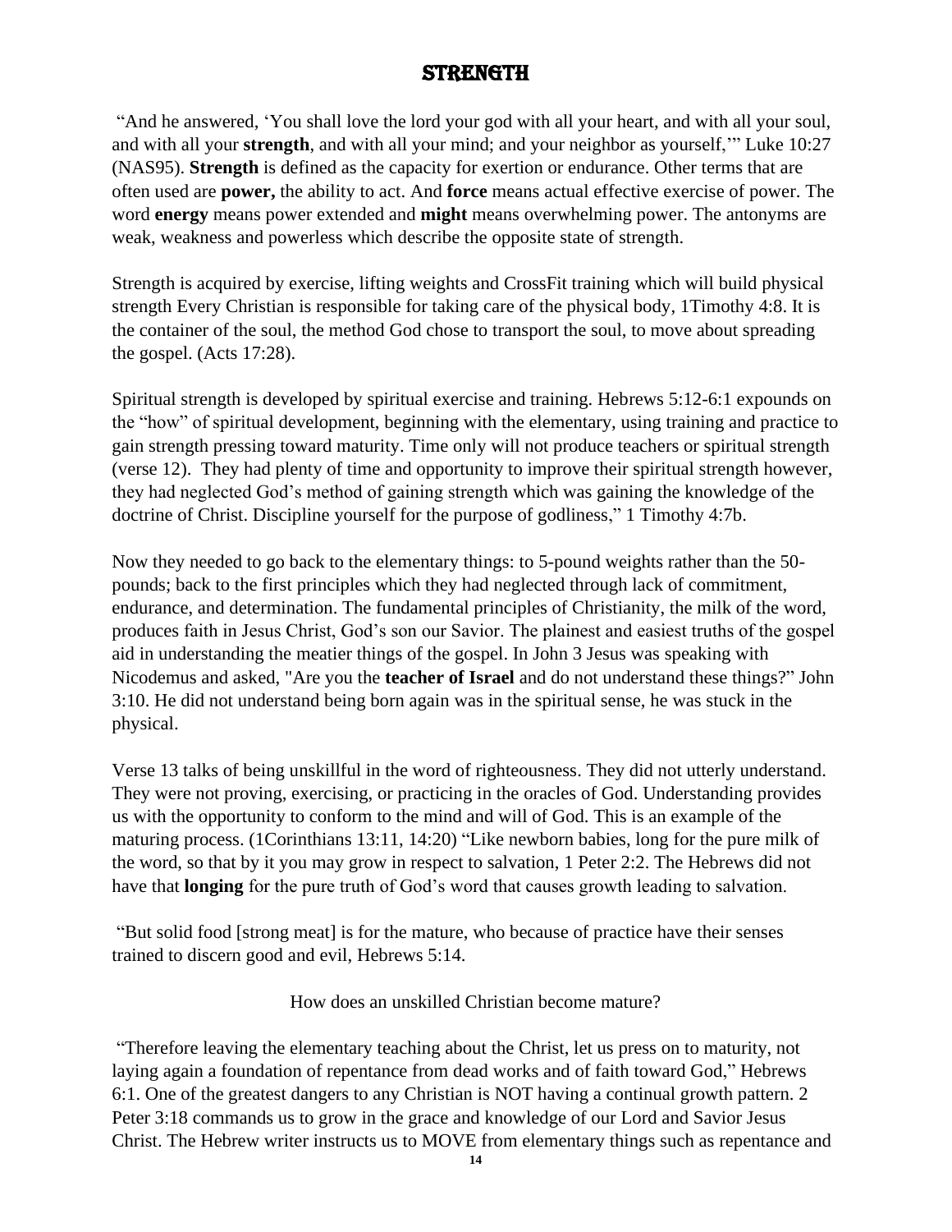# STRENGTH

"And he answered, 'You shall love the lord your god with all your heart, and with all your soul, and with all your **strength**, and with all your mind; and your neighbor as yourself,'" Luke 10:27 (NAS95). **Strength** is defined as the capacity for exertion or endurance. Other terms that are often used are **power,** the ability to act. And **force** means actual effective exercise of power. The word **energy** means power extended and **might** means overwhelming power. The antonyms are weak, weakness and powerless which describe the opposite state of strength.

Strength is acquired by exercise, lifting weights and CrossFit training which will build physical strength Every Christian is responsible for taking care of the physical body, 1Timothy 4:8. It is the container of the soul, the method God chose to transport the soul, to move about spreading the gospel. (Acts 17:28).

Spiritual strength is developed by spiritual exercise and training. Hebrews 5:12-6:1 expounds on the "how" of spiritual development, beginning with the elementary, using training and practice to gain strength pressing toward maturity. Time only will not produce teachers or spiritual strength (verse 12). They had plenty of time and opportunity to improve their spiritual strength however, they had neglected God's method of gaining strength which was gaining the knowledge of the doctrine of Christ. Discipline yourself for the purpose of godliness," 1 Timothy 4:7b.

Now they needed to go back to the elementary things: to 5-pound weights rather than the 50-pounds; back to the first principles which they had neglected through lack of commitment, endurance, and determination. The fundamental principles of Christianity, the milk of the word, produces faith in Jesus Christ, God's son our Savior. The plainest and easiest truths of the gospel aid in understanding the meatier things of the gospel. In John 3 Jesus was speaking with Nicodemus and asked, "Are you the **teacher of Israel** and do not understand these things?" John 3:10. He did not understand being born again was in the spiritual sense, he was stuck in the physical.

Verse 13 talks of being unskillful in the word of righteousness. They did not utterly understand. They were not proving, exercising, or practicing in the oracles of God. Understanding provides us with the opportunity to conform to the mind and will of God. This is an example of the maturing process. (1Corinthians 13:11, 14:20) "Like newborn babies, long for the pure milk of the word, so that by it you may grow in respect to salvation, 1 Peter 2:2. The Hebrews did not have that **longing** for the pure truth of God's word that causes growth leading to salvation.

"But solid food [strong meat] is for the mature, who because of practice have their senses trained to discern good and evil, Hebrews 5:14.

How does an unskilled Christian become mature?

"Therefore leaving the elementary teaching about the Christ, let us press on to maturity, not laying again a foundation of repentance from dead works and of faith toward God," Hebrews 6:1. One of the greatest dangers to any Christian is NOT having a continual growth pattern. 2 Peter 3:18 commands us to grow in the grace and knowledge of our Lord and Savior Jesus Christ. The Hebrew writer instructs us to MOVE from elementary things such as repentance and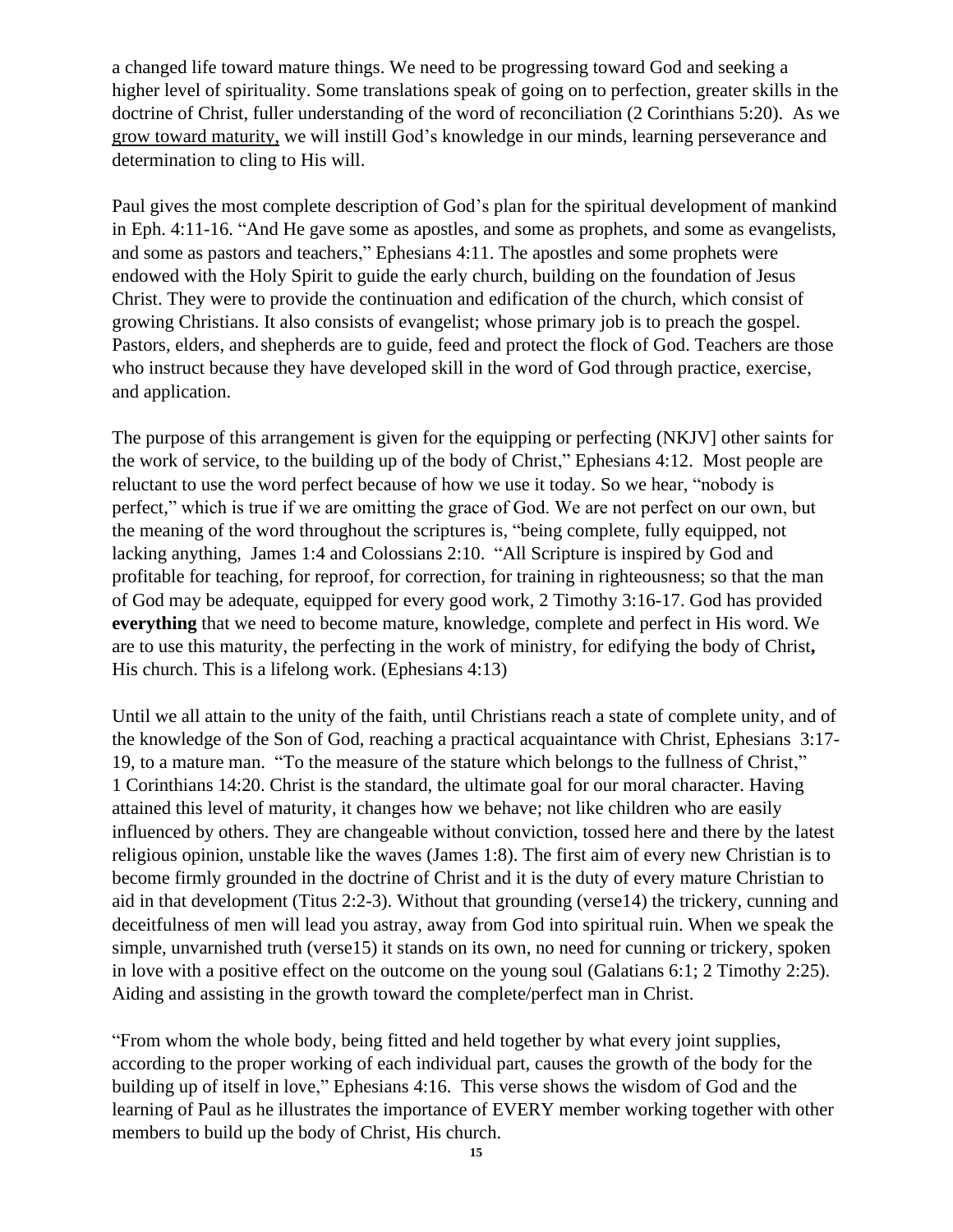a changed life toward mature things. We need to be progressing toward God and seeking a higher level of spirituality. Some translations speak of going on to perfection, greater skills in the doctrine of Christ, fuller understanding of the word of reconciliation (2 Corinthians 5:20). As we grow toward maturity, we will instill God's knowledge in our minds, learning perseverance and determination to cling to His will.

Paul gives the most complete description of God's plan for the spiritual development of mankind in Eph. 4:11-16. "And He gave some as apostles, and some as prophets, and some as evangelists, and some as pastors and teachers," Ephesians 4:11. The apostles and some prophets were endowed with the Holy Spirit to guide the early church, building on the foundation of Jesus Christ. They were to provide the continuation and edification of the church, which consist of growing Christians. It also consists of evangelist; whose primary job is to preach the gospel. Pastors, elders, and shepherds are to guide, feed and protect the flock of God. Teachers are those who instruct because they have developed skill in the word of God through practice, exercise, and application.

The purpose of this arrangement is given for the equipping or perfecting (NKJV] other saints for the work of service, to the building up of the body of Christ," Ephesians 4:12. Most people are reluctant to use the word perfect because of how we use it today. So we hear, "nobody is perfect," which is true if we are omitting the grace of God. We are not perfect on our own, but the meaning of the word throughout the scriptures is, "being complete, fully equipped, not lacking anything, James 1:4 and Colossians 2:10. "All Scripture is inspired by God and profitable for teaching, for reproof, for correction, for training in righteousness; so that the man of God may be adequate, equipped for every good work, 2 Timothy 3:16-17. God has provided **everything** that we need to become mature, knowledge, complete and perfect in His word. We are to use this maturity, the perfecting in the work of ministry, for edifying the body of Christ**,** His church. This is a lifelong work. (Ephesians 4:13)

Until we all attain to the unity of the faith, until Christians reach a state of complete unity, and of the knowledge of the Son of God, reaching a practical acquaintance with Christ, Ephesians 3:17-19, to a mature man. "To the measure of the stature which belongs to the fullness of Christ," 1 Corinthians 14:20. Christ is the standard, the ultimate goal for our moral character. Having attained this level of maturity, it changes how we behave; not like children who are easily influenced by others. They are changeable without conviction, tossed here and there by the latest religious opinion, unstable like the waves (James 1:8). The first aim of every new Christian is to become firmly grounded in the doctrine of Christ and it is the duty of every mature Christian to aid in that development (Titus 2:2-3). Without that grounding (verse14) the trickery, cunning and deceitfulness of men will lead you astray, away from God into spiritual ruin. When we speak the simple, unvarnished truth (verse15) it stands on its own, no need for cunning or trickery, spoken in love with a positive effect on the outcome on the young soul (Galatians 6:1; 2 Timothy 2:25). Aiding and assisting in the growth toward the complete/perfect man in Christ.

"From whom the whole body, being fitted and held together by what every joint supplies, according to the proper working of each individual part, causes the growth of the body for the building up of itself in love," Ephesians 4:16. This verse shows the wisdom of God and the learning of Paul as he illustrates the importance of EVERY member working together with other members to build up the body of Christ, His church.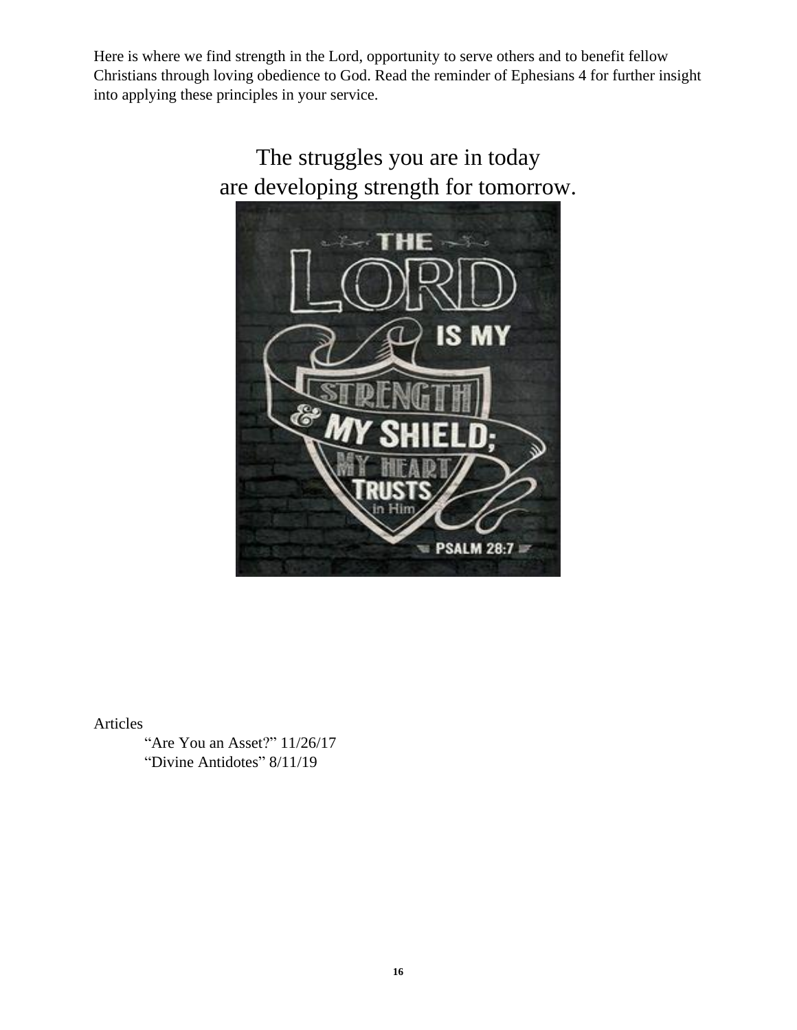Here is where we find strength in the Lord, opportunity to serve others and to benefit fellow Christians through loving obedience to God. Read the reminder of Ephesians 4 for further insight into applying these principles in your service.

The struggles you are in today
are developing strength for tomorrow.

Articles

“Are You an Asset?” 11/26/17

“Divine Antidotes” 8/11/19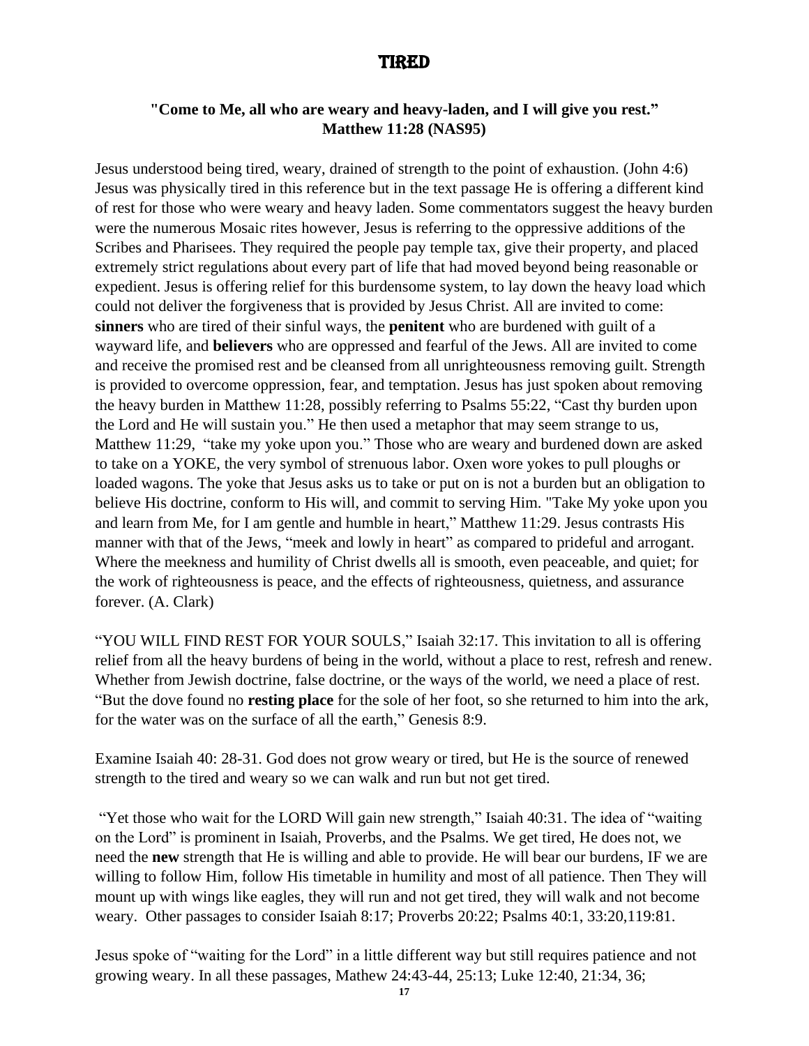# TIRED

**"Come to Me, all who are weary and heavy-laden, and I will give you rest." Matthew 11:28 (NAS95)**

Jesus understood being tired, weary, drained of strength to the point of exhaustion. (John 4:6) Jesus was physically tired in this reference but in the text passage He is offering a different kind of rest for those who were weary and heavy laden. Some commentators suggest the heavy burden were the numerous Mosaic rites however, Jesus is referring to the oppressive additions of the Scribes and Pharisees. They required the people pay temple tax, give their property, and placed extremely strict regulations about every part of life that had moved beyond being reasonable or expedient. Jesus is offering relief for this burdensome system, to lay down the heavy load which could not deliver the forgiveness that is provided by Jesus Christ. All are invited to come: **sinners** who are tired of their sinful ways, the **penitent** who are burdened with guilt of a wayward life, and **believers** who are oppressed and fearful of the Jews. All are invited to come and receive the promised rest and be cleansed from all unrighteousness removing guilt. Strength is provided to overcome oppression, fear, and temptation. Jesus has just spoken about removing the heavy burden in Matthew 11:28, possibly referring to Psalms 55:22, "Cast thy burden upon the Lord and He will sustain you." He then used a metaphor that may seem strange to us, Matthew 11:29, "take my yoke upon you." Those who are weary and burdened down are asked to take on a YOKE, the very symbol of strenuous labor. Oxen wore yokes to pull ploughs or loaded wagons. The yoke that Jesus asks us to take or put on is not a burden but an obligation to believe His doctrine, conform to His will, and commit to serving Him. "Take My yoke upon you and learn from Me, for I am gentle and humble in heart," Matthew 11:29. Jesus contrasts His manner with that of the Jews, "meek and lowly in heart" as compared to prideful and arrogant. Where the meekness and humility of Christ dwells all is smooth, even peaceable, and quiet; for the work of righteousness is peace, and the effects of righteousness, quietness, and assurance forever. (A. Clark)

"YOU WILL FIND REST FOR YOUR SOULS," Isaiah 32:17. This invitation to all is offering relief from all the heavy burdens of being in the world, without a place to rest, refresh and renew. Whether from Jewish doctrine, false doctrine, or the ways of the world, we need a place of rest. "But the dove found no **resting place** for the sole of her foot, so she returned to him into the ark, for the water was on the surface of all the earth," Genesis 8:9.

Examine Isaiah 40: 28-31. God does not grow weary or tired, but He is the source of renewed strength to the tired and weary so we can walk and run but not get tired.

"Yet those who wait for the LORD Will gain new strength," Isaiah 40:31. The idea of "waiting on the Lord" is prominent in Isaiah, Proverbs, and the Psalms. We get tired, He does not, we need the **new** strength that He is willing and able to provide. He will bear our burdens, IF we are willing to follow Him, follow His timetable in humility and most of all patience. Then They will mount up with wings like eagles, they will run and not get tired, they will walk and not become weary. Other passages to consider Isaiah 8:17; Proverbs 20:22; Psalms 40:1, 33:20,119:81.

Jesus spoke of "waiting for the Lord" in a little different way but still requires patience and not growing weary. In all these passages, Mathew 24:43-44, 25:13; Luke 12:40, 21:34, 36;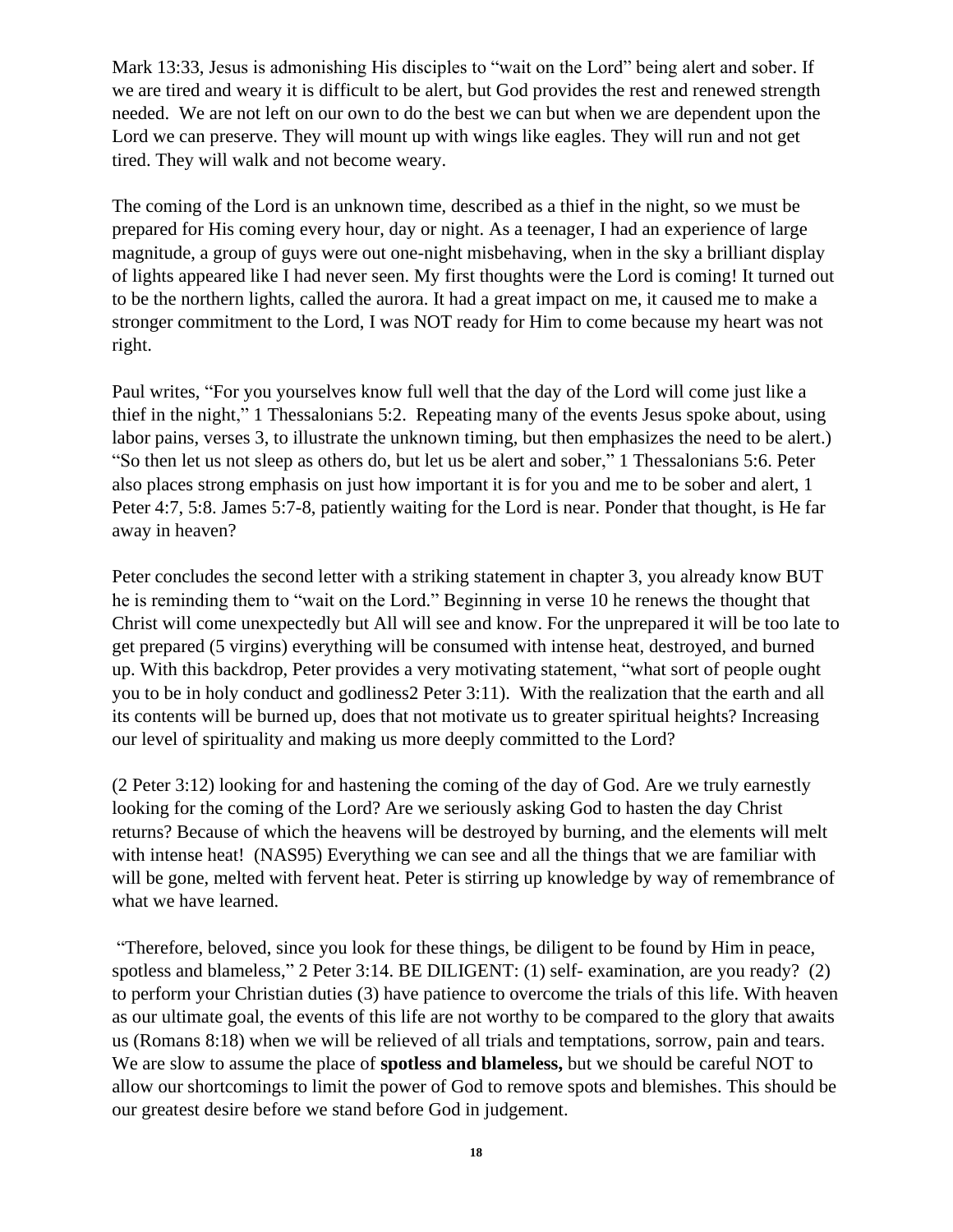Mark 13:33, Jesus is admonishing His disciples to "wait on the Lord" being alert and sober. If we are tired and weary it is difficult to be alert, but God provides the rest and renewed strength needed. We are not left on our own to do the best we can but when we are dependent upon the Lord we can preserve. They will mount up with wings like eagles. They will run and not get tired. They will walk and not become weary.

The coming of the Lord is an unknown time, described as a thief in the night, so we must be prepared for His coming every hour, day or night. As a teenager, I had an experience of large magnitude, a group of guys were out one-night misbehaving, when in the sky a brilliant display of lights appeared like I had never seen. My first thoughts were the Lord is coming! It turned out to be the northern lights, called the aurora. It had a great impact on me, it caused me to make a stronger commitment to the Lord, I was NOT ready for Him to come because my heart was not right.

Paul writes, "For you yourselves know full well that the day of the Lord will come just like a thief in the night," 1 Thessalonians 5:2. Repeating many of the events Jesus spoke about, using labor pains, verses 3, to illustrate the unknown timing, but then emphasizes the need to be alert.) "So then let us not sleep as others do, but let us be alert and sober," 1 Thessalonians 5:6. Peter also places strong emphasis on just how important it is for you and me to be sober and alert, 1 Peter 4:7, 5:8. James 5:7-8, patiently waiting for the Lord is near. Ponder that thought, is He far away in heaven?

Peter concludes the second letter with a striking statement in chapter 3, you already know BUT he is reminding them to "wait on the Lord." Beginning in verse 10 he renews the thought that Christ will come unexpectedly but All will see and know. For the unprepared it will be too late to get prepared (5 virgins) everything will be consumed with intense heat, destroyed, and burned up. With this backdrop, Peter provides a very motivating statement, "what sort of people ought you to be in holy conduct and godliness2 Peter 3:11). With the realization that the earth and all its contents will be burned up, does that not motivate us to greater spiritual heights? Increasing our level of spirituality and making us more deeply committed to the Lord?

(2 Peter 3:12) looking for and hastening the coming of the day of God. Are we truly earnestly looking for the coming of the Lord? Are we seriously asking God to hasten the day Christ returns? Because of which the heavens will be destroyed by burning, and the elements will melt with intense heat! (NAS95) Everything we can see and all the things that we are familiar with will be gone, melted with fervent heat. Peter is stirring up knowledge by way of remembrance of what we have learned.

"Therefore, beloved, since you look for these things, be diligent to be found by Him in peace, spotless and blameless," 2 Peter 3:14. BE DILIGENT: (1) self- examination, are you ready? (2) to perform your Christian duties (3) have patience to overcome the trials of this life. With heaven as our ultimate goal, the events of this life are not worthy to be compared to the glory that awaits us (Romans 8:18) when we will be relieved of all trials and temptations, sorrow, pain and tears. We are slow to assume the place of **spotless and blameless,** but we should be careful NOT to allow our shortcomings to limit the power of God to remove spots and blemishes. This should be our greatest desire before we stand before God in judgement.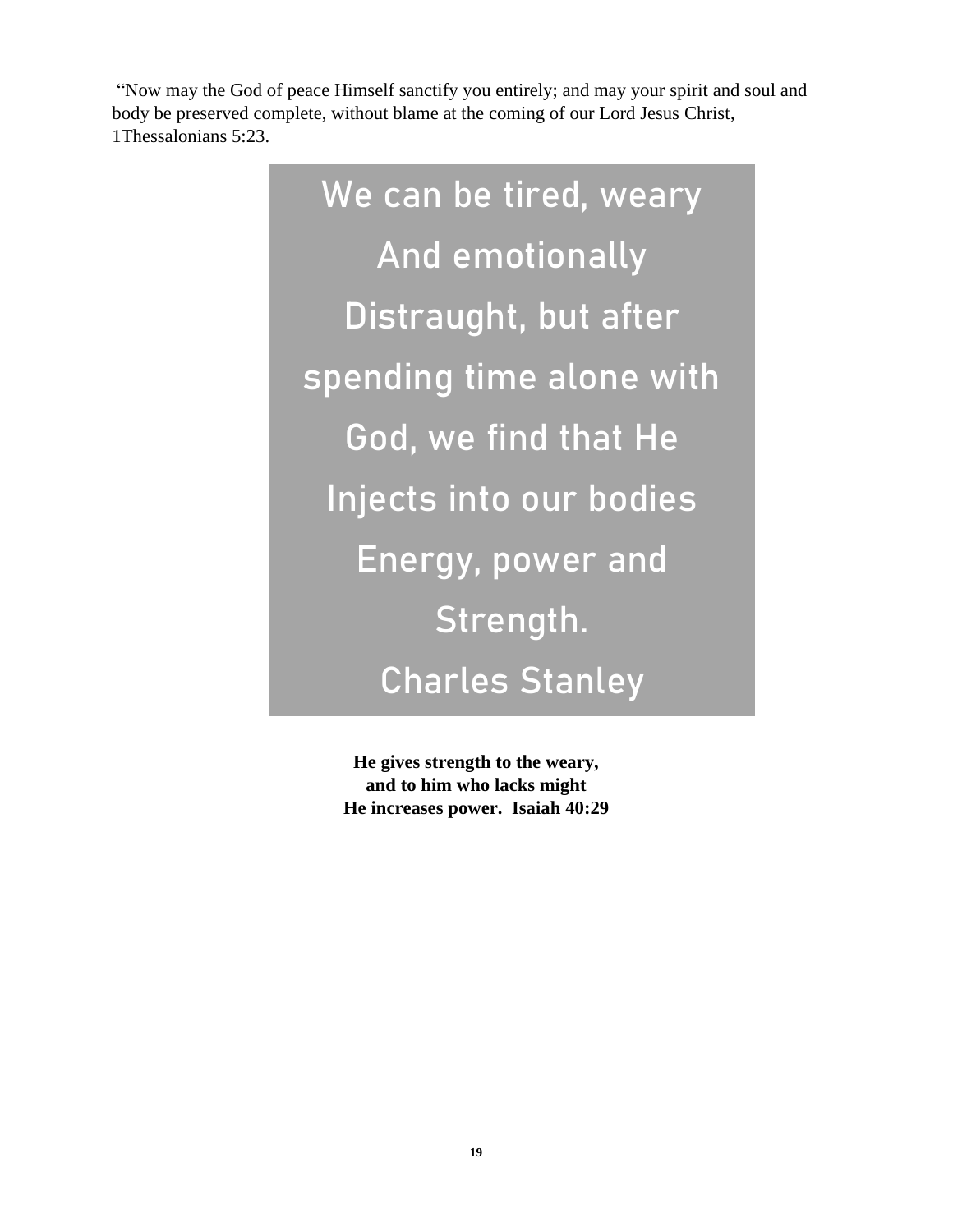"Now may the God of peace Himself sanctify you entirely; and may your spirit and soul and body be preserved complete, without blame at the coming of our Lord Jesus Christ, 1Thessalonians 5:23.

We can be tired, weary
And emotionally
Distraught, but after
spending time alone with
God, we find that He
Injects into our bodies
Energy, power and
Strength.
Charles Stanley

**He gives strength to the weary,**
**and to him who lacks might**
**He increases power. Isaiah 40:29**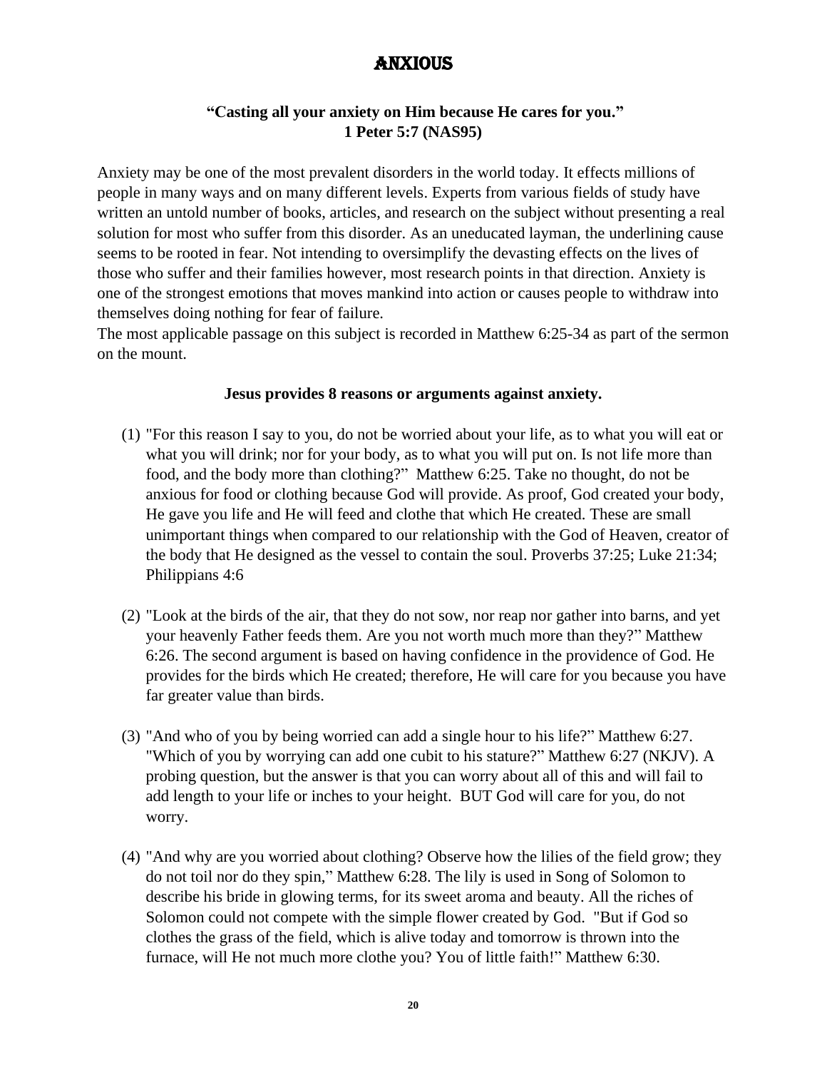# ANXIOUS

**"Casting all your anxiety on Him because He cares for you."**
**1 Peter 5:7 (NAS95)**

Anxiety may be one of the most prevalent disorders in the world today. It effects millions of people in many ways and on many different levels. Experts from various fields of study have written an untold number of books, articles, and research on the subject without presenting a real solution for most who suffer from this disorder. As an uneducated layman, the underlining cause seems to be rooted in fear. Not intending to oversimplify the devasting effects on the lives of those who suffer and their families however, most research points in that direction. Anxiety is one of the strongest emotions that moves mankind into action or causes people to withdraw into themselves doing nothing for fear of failure.
The most applicable passage on this subject is recorded in Matthew 6:25-34 as part of the sermon on the mount.

**Jesus provides 8 reasons or arguments against anxiety.**

(1) "For this reason I say to you, do not be worried about your life, as to what you will eat or what you will drink; nor for your body, as to what you will put on. Is not life more than food, and the body more than clothing?" Matthew 6:25. Take no thought, do not be anxious for food or clothing because God will provide. As proof, God created your body, He gave you life and He will feed and clothe that which He created. These are small unimportant things when compared to our relationship with the God of Heaven, creator of the body that He designed as the vessel to contain the soul. Proverbs 37:25; Luke 21:34; Philippians 4:6

(2) "Look at the birds of the air, that they do not sow, nor reap nor gather into barns, and yet your heavenly Father feeds them. Are you not worth much more than they?" Matthew 6:26. The second argument is based on having confidence in the providence of God. He provides for the birds which He created; therefore, He will care for you because you have far greater value than birds.

(3) "And who of you by being worried can add a single hour to his life?" Matthew 6:27. "Which of you by worrying can add one cubit to his stature?" Matthew 6:27 (NKJV). A probing question, but the answer is that you can worry about all of this and will fail to add length to your life or inches to your height. BUT God will care for you, do not worry.

(4) "And why are you worried about clothing? Observe how the lilies of the field grow; they do not toil nor do they spin," Matthew 6:28. The lily is used in Song of Solomon to describe his bride in glowing terms, for its sweet aroma and beauty. All the riches of Solomon could not compete with the simple flower created by God. "But if God so clothes the grass of the field, which is alive today and tomorrow is thrown into the furnace, will He not much more clothe you? You of little faith!" Matthew 6:30.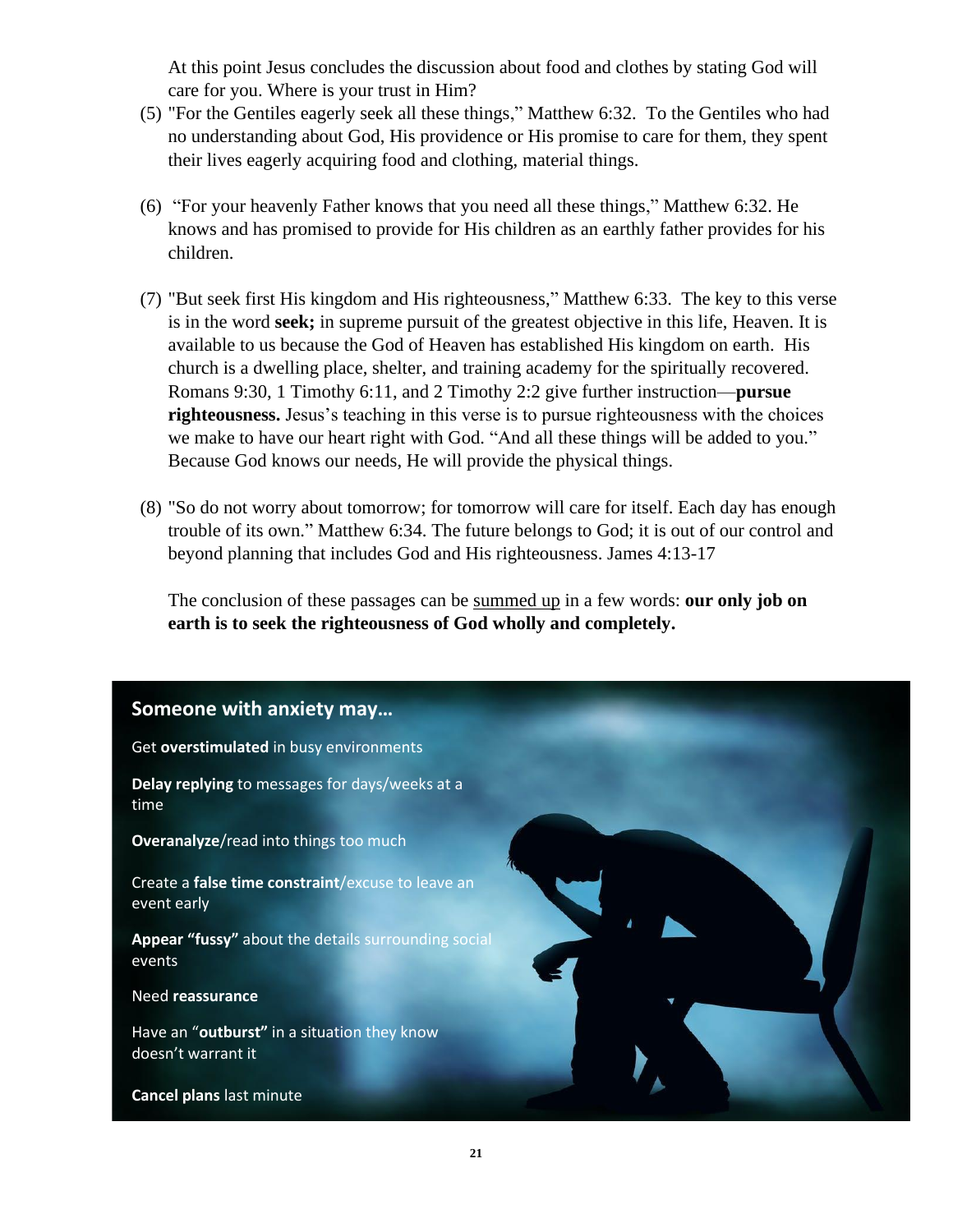At this point Jesus concludes the discussion about food and clothes by stating God will care for you. Where is your trust in Him?

(5) "For the Gentiles eagerly seek all these things," Matthew 6:32. To the Gentiles who had no understanding about God, His providence or His promise to care for them, they spent their lives eagerly acquiring food and clothing, material things.

(6) "For your heavenly Father knows that you need all these things," Matthew 6:32. He knows and has promised to provide for His children as an earthly father provides for his children.

(7) "But seek first His kingdom and His righteousness," Matthew 6:33. The key to this verse is in the word **seek;** in supreme pursuit of the greatest objective in this life, Heaven. It is available to us because the God of Heaven has established His kingdom on earth. His church is a dwelling place, shelter, and training academy for the spiritually recovered. Romans 9:30, 1 Timothy 6:11, and 2 Timothy 2:2 give further instruction—**pursue righteousness.** Jesus's teaching in this verse is to pursue righteousness with the choices we make to have our heart right with God. "And all these things will be added to you." Because God knows our needs, He will provide the physical things.

(8) "So do not worry about tomorrow; for tomorrow will care for itself. Each day has enough trouble of its own." Matthew 6:34. The future belongs to God; it is out of our control and beyond planning that includes God and His righteousness. James 4:13-17

The conclusion of these passages can be summed up in a few words: **our only job on earth is to seek the righteousness of God wholly and completely.**

### Someone with anxiety may…

Get **overstimulated** in busy environments

**Delay replying** to messages for days/weeks at a time

**Overanalyze**/read into things too much

Create a **false time constraint**/excuse to leave an event early

**Appear "fussy"** about the details surrounding social events

Need **reassurance**

Have an "**outburst**" in a situation they know doesn't warrant it

**Cancel plans** last minute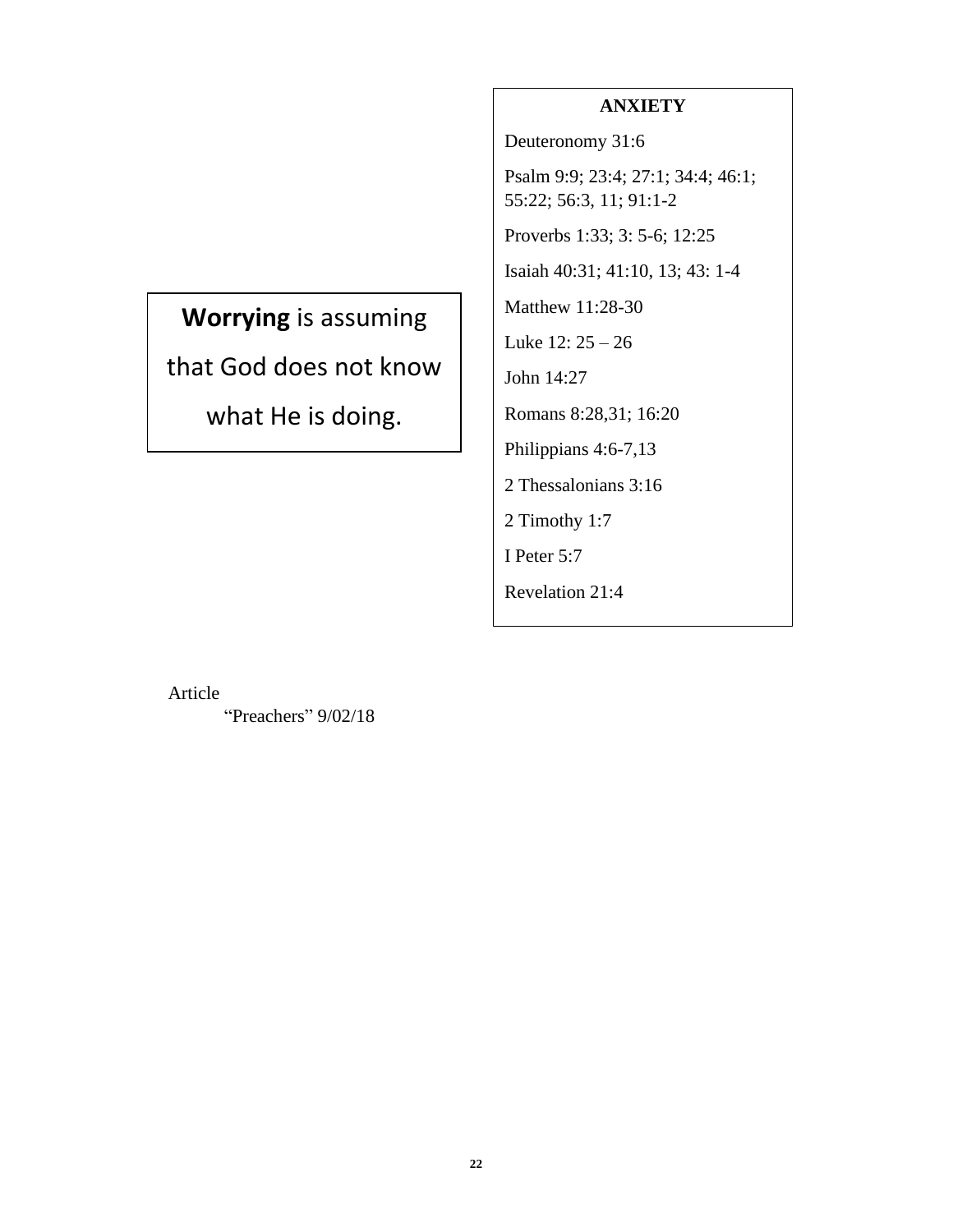**Worrying** is assuming that God does not know what He is doing.

**ANXIETY**

Deuteronomy 31:6

Psalm 9:9; 23:4; 27:1; 34:4; 46:1; 55:22; 56:3, 11; 91:1-2

Proverbs 1:33; 3: 5-6; 12:25

Isaiah 40:31; 41:10, 13; 43: 1-4

Matthew 11:28-30

Luke 12: 25 – 26

John 14:27

Romans 8:28,31; 16:20

Philippians 4:6-7,13

2 Thessalonians 3:16

2 Timothy 1:7

I Peter 5:7

Revelation 21:4

Article

"Preachers" 9/02/18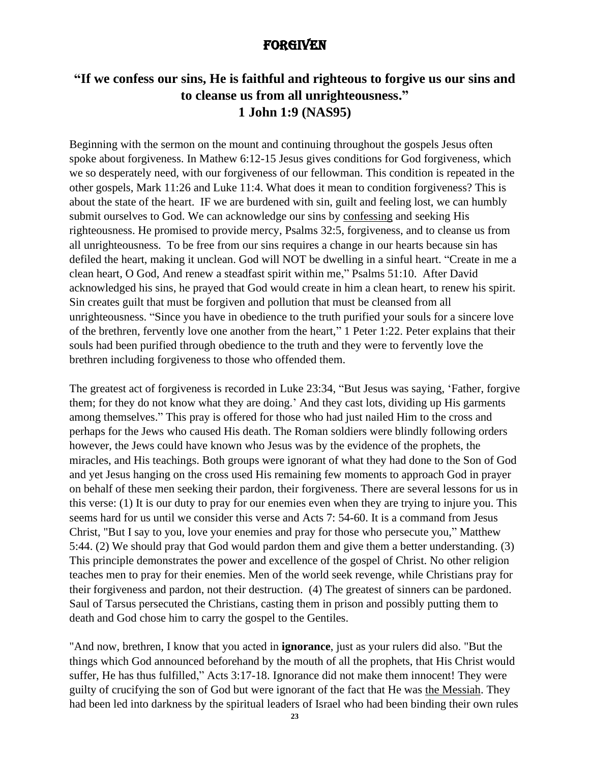# FORGIVEN

## "If we confess our sins, He is faithful and righteous to forgive us our sins and to cleanse us from all unrighteousness." 1 John 1:9 (NAS95)

Beginning with the sermon on the mount and continuing throughout the gospels Jesus often spoke about forgiveness. In Mathew 6:12-15 Jesus gives conditions for God forgiveness, which we so desperately need, with our forgiveness of our fellowman. This condition is repeated in the other gospels, Mark 11:26 and Luke 11:4. What does it mean to condition forgiveness? This is about the state of the heart. IF we are burdened with sin, guilt and feeling lost, we can humbly submit ourselves to God. We can acknowledge our sins by <u>confessing</u> and seeking His righteousness. He promised to provide mercy, Psalms 32:5, forgiveness, and to cleanse us from all unrighteousness. To be free from our sins requires a change in our hearts because sin has defiled the heart, making it unclean. God will NOT be dwelling in a sinful heart. "Create in me a clean heart, O God, And renew a steadfast spirit within me," Psalms 51:10. After David acknowledged his sins, he prayed that God would create in him a clean heart, to renew his spirit. Sin creates guilt that must be forgiven and pollution that must be cleansed from all unrighteousness. "Since you have in obedience to the truth purified your souls for a sincere love of the brethren, fervently love one another from the heart," 1 Peter 1:22. Peter explains that their souls had been purified through obedience to the truth and they were to fervently love the brethren including forgiveness to those who offended them.

The greatest act of forgiveness is recorded in Luke 23:34, "But Jesus was saying, 'Father, forgive them; for they do not know what they are doing.' And they cast lots, dividing up His garments among themselves." This pray is offered for those who had just nailed Him to the cross and perhaps for the Jews who caused His death. The Roman soldiers were blindly following orders however, the Jews could have known who Jesus was by the evidence of the prophets, the miracles, and His teachings. Both groups were ignorant of what they had done to the Son of God and yet Jesus hanging on the cross used His remaining few moments to approach God in prayer on behalf of these men seeking their pardon, their forgiveness. There are several lessons for us in this verse: (1) It is our duty to pray for our enemies even when they are trying to injure you. This seems hard for us until we consider this verse and Acts 7: 54-60. It is a command from Jesus Christ, "But I say to you, love your enemies and pray for those who persecute you," Matthew 5:44. (2) We should pray that God would pardon them and give them a better understanding. (3) This principle demonstrates the power and excellence of the gospel of Christ. No other religion teaches men to pray for their enemies. Men of the world seek revenge, while Christians pray for their forgiveness and pardon, not their destruction. (4) The greatest of sinners can be pardoned. Saul of Tarsus persecuted the Christians, casting them in prison and possibly putting them to death and God chose him to carry the gospel to the Gentiles.

"And now, brethren, I know that you acted in **ignorance**, just as your rulers did also. "But the things which God announced beforehand by the mouth of all the prophets, that His Christ would suffer, He has thus fulfilled," Acts 3:17-18. Ignorance did not make them innocent! They were guilty of crucifying the son of God but were ignorant of the fact that He was <u>the Messiah</u>. They had been led into darkness by the spiritual leaders of Israel who had been binding their own rules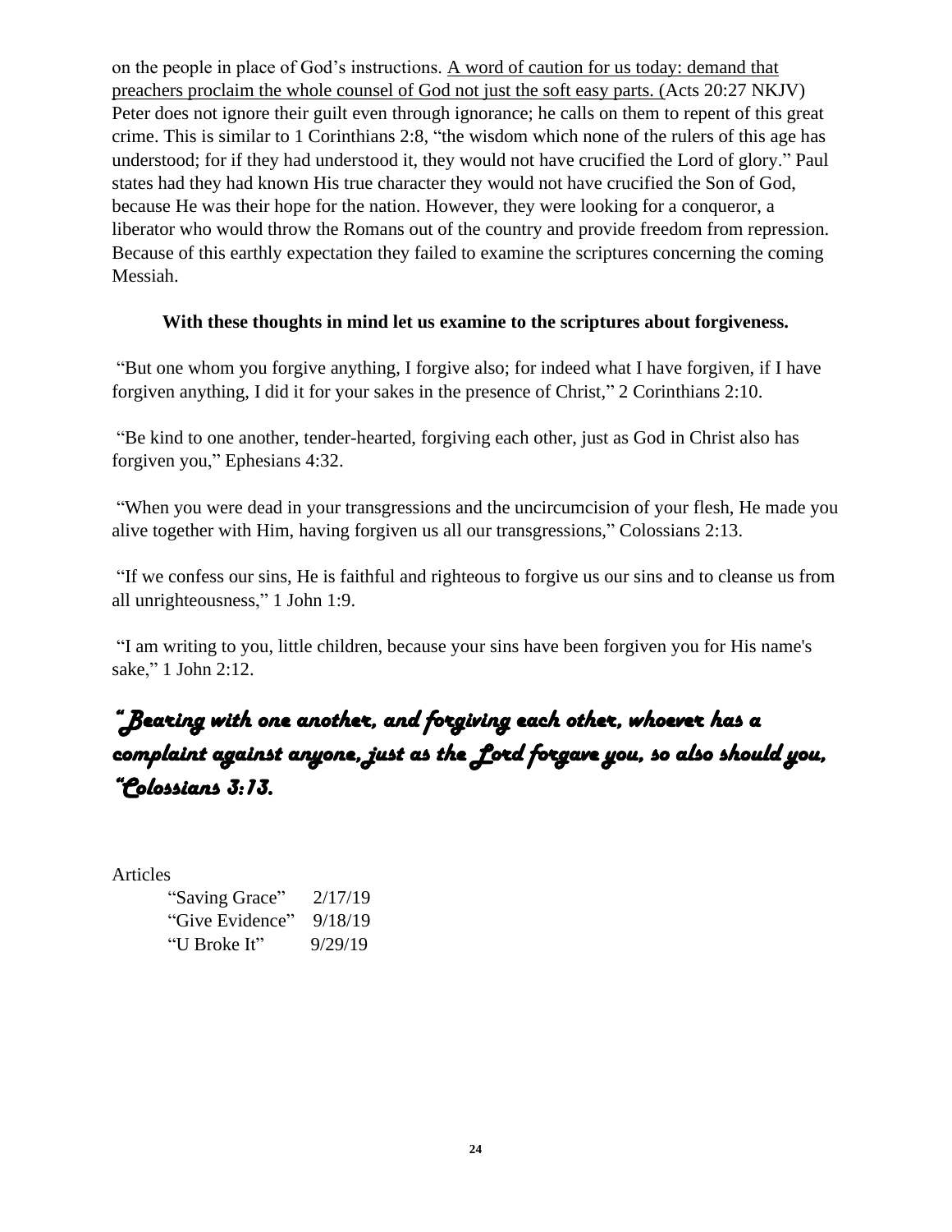on the people in place of God's instructions. <u>A word of caution for us today: demand that preachers proclaim the whole counsel of God not just the soft easy parts. (</u>Acts 20:27 NKJV) Peter does not ignore their guilt even through ignorance; he calls on them to repent of this great crime. This is similar to 1 Corinthians 2:8, "the wisdom which none of the rulers of this age has understood; for if they had understood it, they would not have crucified the Lord of glory." Paul states had they had known His true character they would not have crucified the Son of God, because He was their hope for the nation. However, they were looking for a conqueror, a liberator who would throw the Romans out of the country and provide freedom from repression. Because of this earthly expectation they failed to examine the scriptures concerning the coming Messiah.

**With these thoughts in mind let us examine to the scriptures about forgiveness.**

"But one whom you forgive anything, I forgive also; for indeed what I have forgiven, if I have forgiven anything, I did it for your sakes in the presence of Christ," 2 Corinthians 2:10.

"Be kind to one another, tender-hearted, forgiving each other, just as God in Christ also has forgiven you," Ephesians 4:32.

"When you were dead in your transgressions and the uncircumcision of your flesh, He made you alive together with Him, having forgiven us all our transgressions," Colossians 2:13.

"If we confess our sins, He is faithful and righteous to forgive us our sins and to cleanse us from all unrighteousness," 1 John 1:9.

"I am writing to you, little children, because your sins have been forgiven you for His name's sake," 1 John 2:12.

***"Bearing with one another, and forgiving each other, whoever has a complaint against anyone, just as the Lord forgave you, so also should you, "Colossians 3:13.***

Articles

| | |
|---|---|
| "Saving Grace" | 2/17/19 |
| "Give Evidence" | 9/18/19 |
| "U Broke It" | 9/29/19 |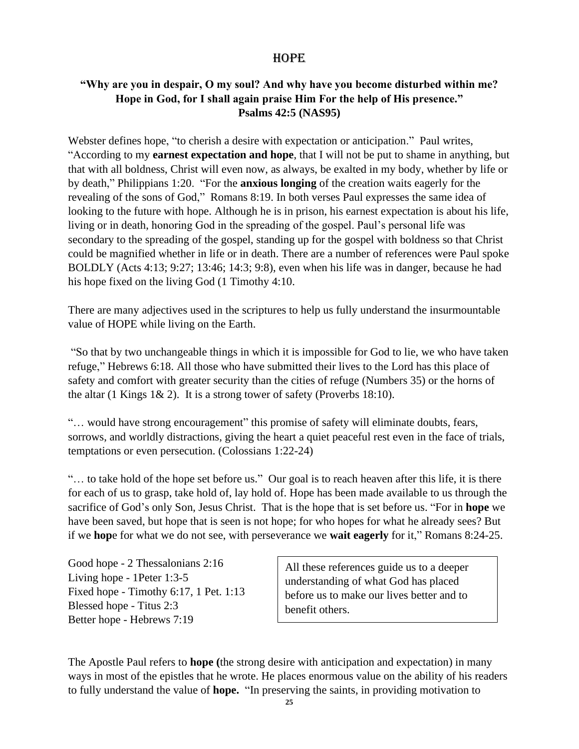# HOPE

**"Why are you in despair, O my soul? And why have you become disturbed within me? Hope in God, for I shall again praise Him For the help of His presence."**
**Psalms 42:5 (NAS95)**

Webster defines hope, "to cherish a desire with expectation or anticipation." Paul writes, "According to my **earnest expectation and hope**, that I will not be put to shame in anything, but that with all boldness, Christ will even now, as always, be exalted in my body, whether by life or by death," Philippians 1:20. "For the **anxious longing** of the creation waits eagerly for the revealing of the sons of God," Romans 8:19. In both verses Paul expresses the same idea of looking to the future with hope. Although he is in prison, his earnest expectation is about his life, living or in death, honoring God in the spreading of the gospel. Paul's personal life was secondary to the spreading of the gospel, standing up for the gospel with boldness so that Christ could be magnified whether in life or in death. There are a number of references were Paul spoke BOLDLY (Acts 4:13; 9:27; 13:46; 14:3; 9:8), even when his life was in danger, because he had his hope fixed on the living God (1 Timothy 4:10.

There are many adjectives used in the scriptures to help us fully understand the insurmountable value of HOPE while living on the Earth.

"So that by two unchangeable things in which it is impossible for God to lie, we who have taken refuge," Hebrews 6:18. All those who have submitted their lives to the Lord has this place of safety and comfort with greater security than the cities of refuge (Numbers 35) or the horns of the altar (1 Kings 1& 2). It is a strong tower of safety (Proverbs 18:10).

"… would have strong encouragement" this promise of safety will eliminate doubts, fears, sorrows, and worldly distractions, giving the heart a quiet peaceful rest even in the face of trials, temptations or even persecution. (Colossians 1:22-24)

"… to take hold of the hope set before us." Our goal is to reach heaven after this life, it is there for each of us to grasp, take hold of, lay hold of. Hope has been made available to us through the sacrifice of God's only Son, Jesus Christ. That is the hope that is set before us. "For in **hope** we have been saved, but hope that is seen is not hope; for who hopes for what he already sees? But if we **hop**e for what we do not see, with perseverance we **wait eagerly** for it," Romans 8:24-25.

Good hope - 2 Thessalonians 2:16
Living hope - 1Peter 1:3-5
Fixed hope - Timothy 6:17, 1 Pet. 1:13
Blessed hope - Titus 2:3
Better hope - Hebrews 7:19

All these references guide us to a deeper understanding of what God has placed before us to make our lives better and to benefit others.

The Apostle Paul refers to **hope (**the strong desire with anticipation and expectation) in many ways in most of the epistles that he wrote. He places enormous value on the ability of his readers to fully understand the value of **hope.** "In preserving the saints, in providing motivation to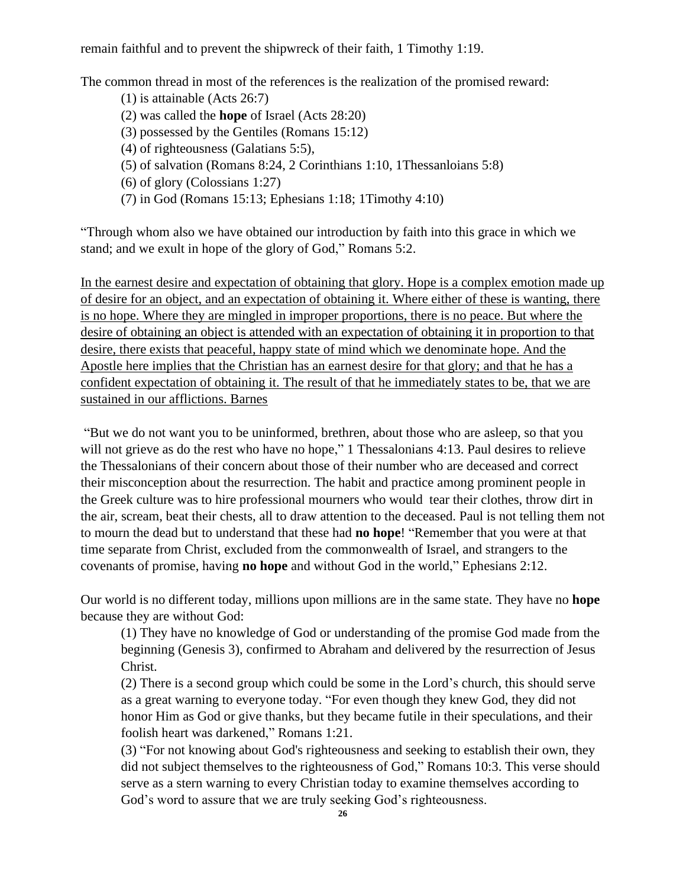remain faithful and to prevent the shipwreck of their faith, 1 Timothy 1:19.

The common thread in most of the references is the realization of the promised reward:

(1) is attainable (Acts 26:7)
(2) was called the **hope** of Israel (Acts 28:20)
(3) possessed by the Gentiles (Romans 15:12)
(4) of righteousness (Galatians 5:5),
(5) of salvation (Romans 8:24, 2 Corinthians 1:10, 1Thessanloians 5:8)
(6) of glory (Colossians 1:27)
(7) in God (Romans 15:13; Ephesians 1:18; 1Timothy 4:10)

"Through whom also we have obtained our introduction by faith into this grace in which we stand; and we exult in hope of the glory of God," Romans 5:2.

<u>In the earnest desire and expectation of obtaining that glory. Hope is a complex emotion made up of desire for an object, and an expectation of obtaining it. Where either of these is wanting, there is no hope. Where they are mingled in improper proportions, there is no peace. But where the desire of obtaining an object is attended with an expectation of obtaining it in proportion to that desire, there exists that peaceful, happy state of mind which we denominate hope. And the Apostle here implies that the Christian has an earnest desire for that glory; and that he has a confident expectation of obtaining it. The result of that he immediately states to be, that we are sustained in our afflictions. Barnes</u>

"But we do not want you to be uninformed, brethren, about those who are asleep, so that you will not grieve as do the rest who have no hope," 1 Thessalonians 4:13. Paul desires to relieve the Thessalonians of their concern about those of their number who are deceased and correct their misconception about the resurrection. The habit and practice among prominent people in the Greek culture was to hire professional mourners who would tear their clothes, throw dirt in the air, scream, beat their chests, all to draw attention to the deceased. Paul is not telling them not to mourn the dead but to understand that these had **no hope**! "Remember that you were at that time separate from Christ, excluded from the commonwealth of Israel, and strangers to the covenants of promise, having **no hope** and without God in the world," Ephesians 2:12.

Our world is no different today, millions upon millions are in the same state. They have no **hope** because they are without God:

(1) They have no knowledge of God or understanding of the promise God made from the beginning (Genesis 3), confirmed to Abraham and delivered by the resurrection of Jesus Christ.

(2) There is a second group which could be some in the Lord's church, this should serve as a great warning to everyone today. "For even though they knew God, they did not honor Him as God or give thanks, but they became futile in their speculations, and their foolish heart was darkened," Romans 1:21.

(3) "For not knowing about God's righteousness and seeking to establish their own, they did not subject themselves to the righteousness of God," Romans 10:3. This verse should serve as a stern warning to every Christian today to examine themselves according to God's word to assure that we are truly seeking God's righteousness.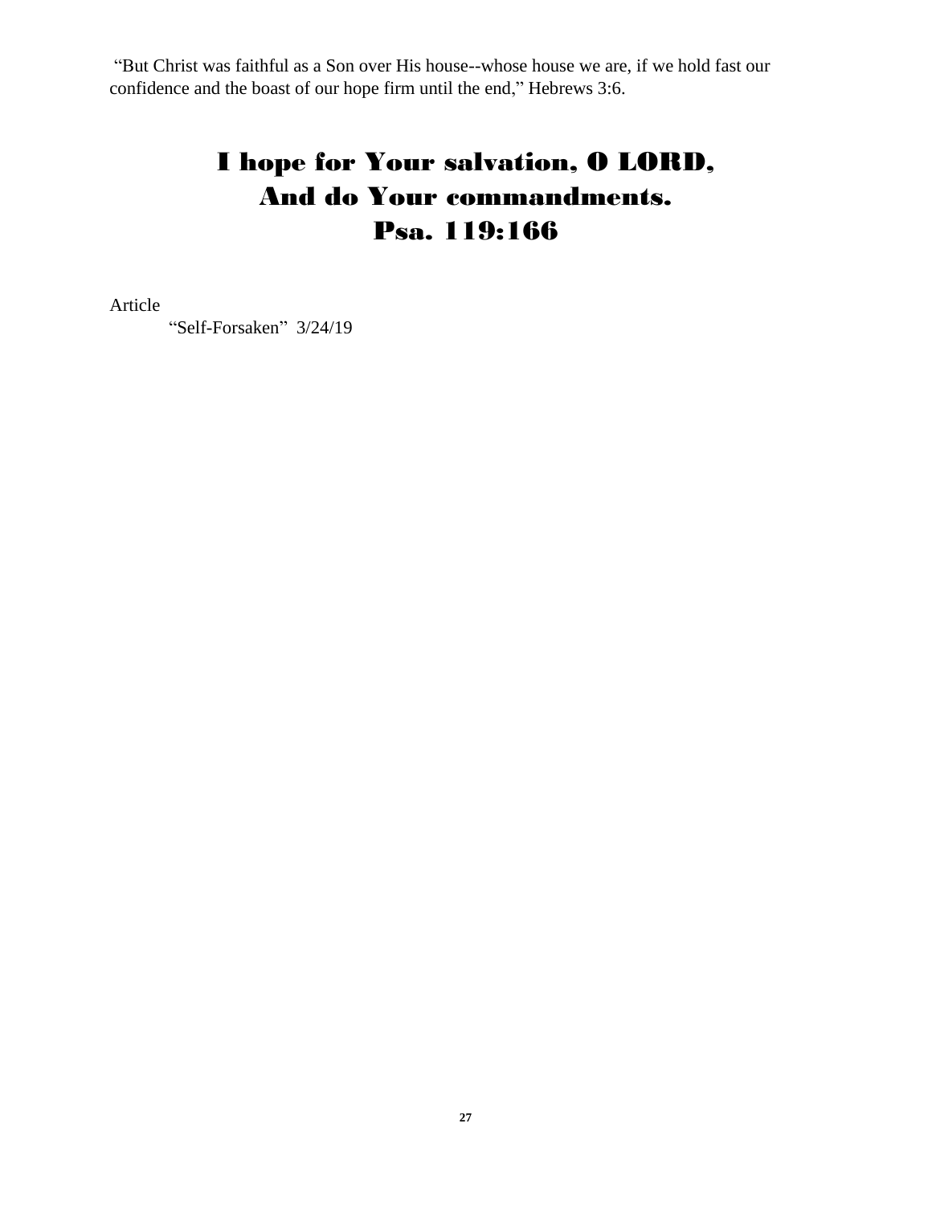"But Christ was faithful as a Son over His house--whose house we are, if we hold fast our confidence and the boast of our hope firm until the end," Hebrews 3:6.

# I hope for Your salvation, O LORD, And do Your commandments. Psa. 119:166

Article

"Self-Forsaken" 3/24/19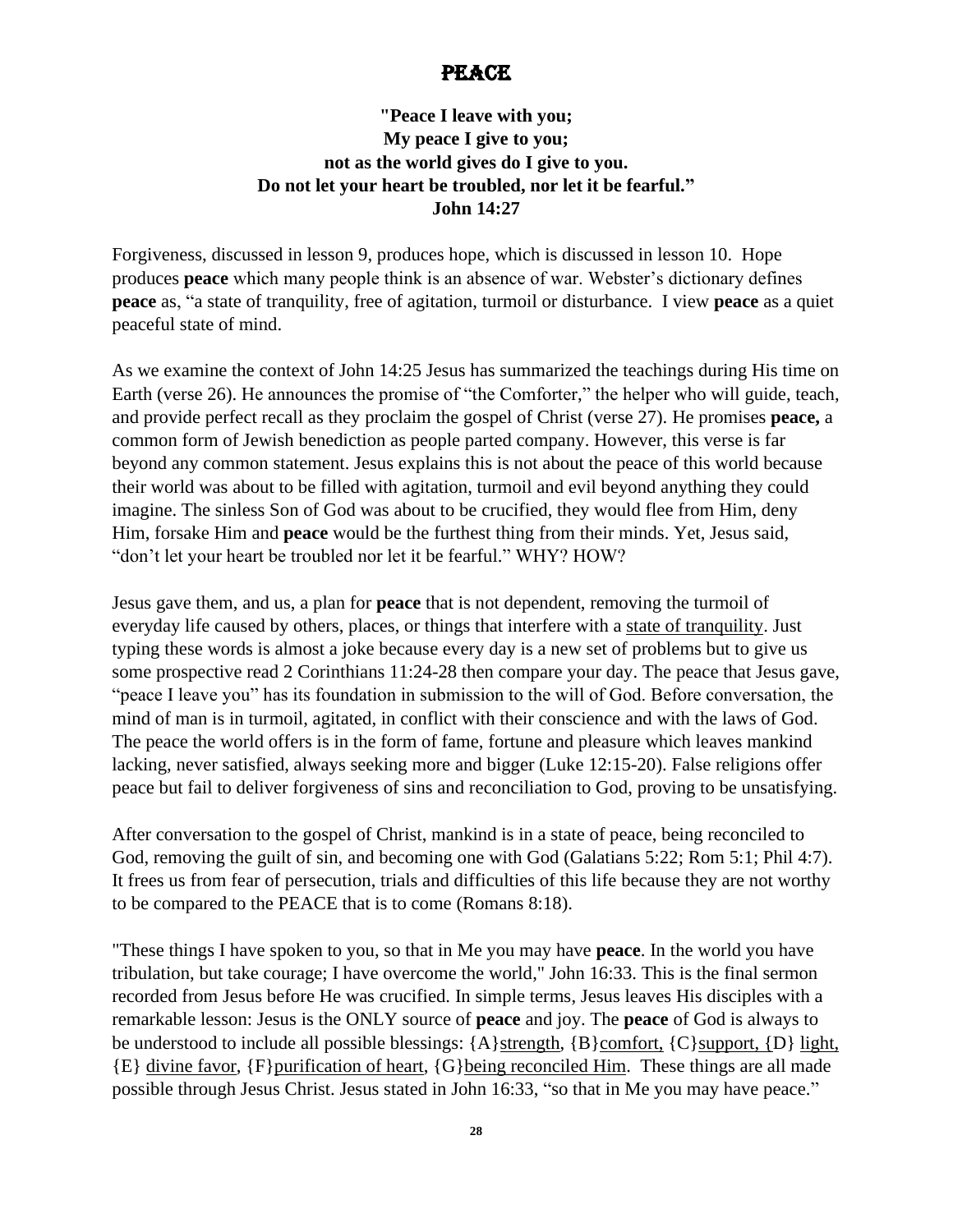# PEACE

**"Peace I leave with you;**
**My peace I give to you;**
**not as the world gives do I give to you.**
**Do not let your heart be troubled, nor let it be fearful."**
**John 14:27**

Forgiveness, discussed in lesson 9, produces hope, which is discussed in lesson 10. Hope produces **peace** which many people think is an absence of war. Webster's dictionary defines **peace** as, "a state of tranquility, free of agitation, turmoil or disturbance. I view **peace** as a quiet peaceful state of mind.

As we examine the context of John 14:25 Jesus has summarized the teachings during His time on Earth (verse 26). He announces the promise of "the Comforter," the helper who will guide, teach, and provide perfect recall as they proclaim the gospel of Christ (verse 27). He promises **peace,** a common form of Jewish benediction as people parted company. However, this verse is far beyond any common statement. Jesus explains this is not about the peace of this world because their world was about to be filled with agitation, turmoil and evil beyond anything they could imagine. The sinless Son of God was about to be crucified, they would flee from Him, deny Him, forsake Him and **peace** would be the furthest thing from their minds. Yet, Jesus said, "don't let your heart be troubled nor let it be fearful." WHY? HOW?

Jesus gave them, and us, a plan for **peace** that is not dependent, removing the turmoil of everyday life caused by others, places, or things that interfere with a <u>state of tranquility</u>. Just typing these words is almost a joke because every day is a new set of problems but to give us some prospective read 2 Corinthians 11:24-28 then compare your day. The peace that Jesus gave, "peace I leave you" has its foundation in submission to the will of God. Before conversation, the mind of man is in turmoil, agitated, in conflict with their conscience and with the laws of God. The peace the world offers is in the form of fame, fortune and pleasure which leaves mankind lacking, never satisfied, always seeking more and bigger (Luke 12:15-20). False religions offer peace but fail to deliver forgiveness of sins and reconciliation to God, proving to be unsatisfying.

After conversation to the gospel of Christ, mankind is in a state of peace, being reconciled to God, removing the guilt of sin, and becoming one with God (Galatians 5:22; Rom 5:1; Phil 4:7). It frees us from fear of persecution, trials and difficulties of this life because they are not worthy to be compared to the PEACE that is to come (Romans 8:18).

"These things I have spoken to you, so that in Me you may have **peace**. In the world you have tribulation, but take courage; I have overcome the world," John 16:33. This is the final sermon recorded from Jesus before He was crucified. In simple terms, Jesus leaves His disciples with a remarkable lesson: Jesus is the ONLY source of **peace** and joy. The **peace** of God is always to be understood to include all possible blessings: {A}<u>strength</u>, {B}<u>comfort,</u> {C}<u>support,</u> {D} <u>light,</u> {E} <u>divine favor</u>, {F}<u>purification of heart</u>, {G}<u>being reconciled Him</u>. These things are all made possible through Jesus Christ. Jesus stated in John 16:33, "so that in Me you may have peace."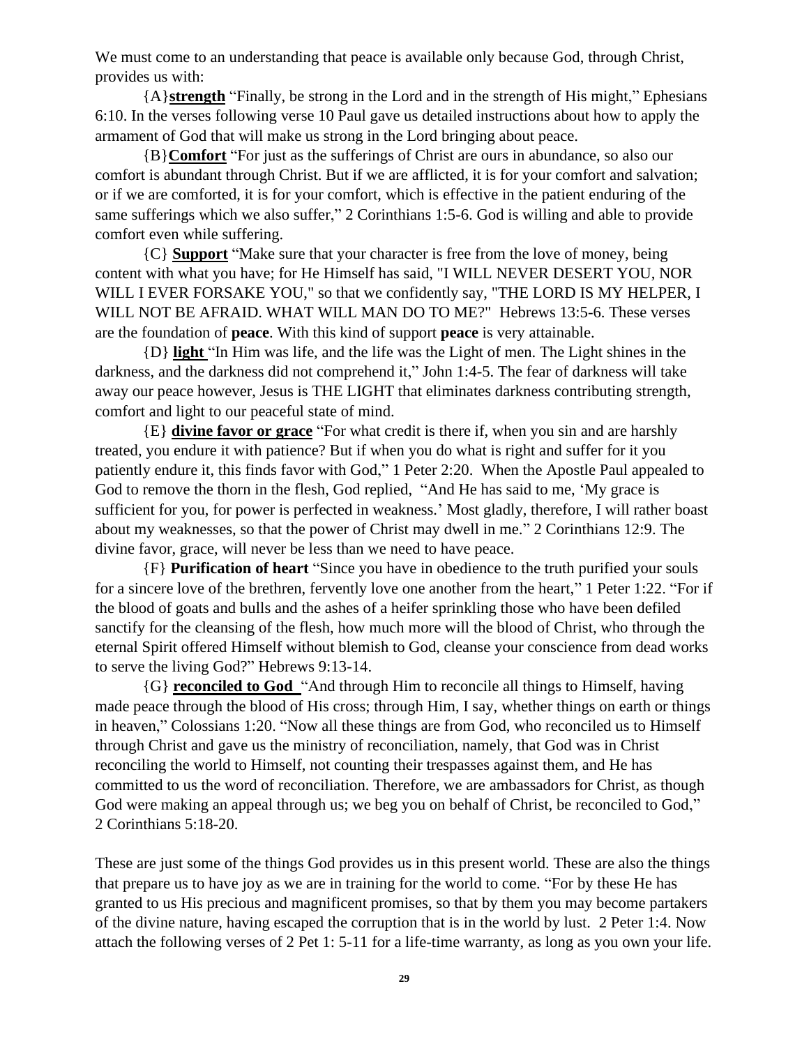We must come to an understanding that peace is available only because God, through Christ, provides us with:

{A}**strength** "Finally, be strong in the Lord and in the strength of His might," Ephesians 6:10. In the verses following verse 10 Paul gave us detailed instructions about how to apply the armament of God that will make us strong in the Lord bringing about peace.

{B}**Comfort** "For just as the sufferings of Christ are ours in abundance, so also our comfort is abundant through Christ. But if we are afflicted, it is for your comfort and salvation; or if we are comforted, it is for your comfort, which is effective in the patient enduring of the same sufferings which we also suffer," 2 Corinthians 1:5-6. God is willing and able to provide comfort even while suffering.

{C} **Support** "Make sure that your character is free from the love of money, being content with what you have; for He Himself has said, "I WILL NEVER DESERT YOU, NOR WILL I EVER FORSAKE YOU," so that we confidently say, "THE LORD IS MY HELPER, I WILL NOT BE AFRAID. WHAT WILL MAN DO TO ME?" Hebrews 13:5-6. These verses are the foundation of **peace**. With this kind of support **peace** is very attainable.

{D} **light** "In Him was life, and the life was the Light of men. The Light shines in the darkness, and the darkness did not comprehend it," John 1:4-5. The fear of darkness will take away our peace however, Jesus is THE LIGHT that eliminates darkness contributing strength, comfort and light to our peaceful state of mind.

{E} **divine favor or grace** "For what credit is there if, when you sin and are harshly treated, you endure it with patience? But if when you do what is right and suffer for it you patiently endure it, this finds favor with God," 1 Peter 2:20. When the Apostle Paul appealed to God to remove the thorn in the flesh, God replied, "And He has said to me, 'My grace is sufficient for you, for power is perfected in weakness.' Most gladly, therefore, I will rather boast about my weaknesses, so that the power of Christ may dwell in me." 2 Corinthians 12:9. The divine favor, grace, will never be less than we need to have peace.

{F} **Purification of heart** "Since you have in obedience to the truth purified your souls for a sincere love of the brethren, fervently love one another from the heart," 1 Peter 1:22. "For if the blood of goats and bulls and the ashes of a heifer sprinkling those who have been defiled sanctify for the cleansing of the flesh, how much more will the blood of Christ, who through the eternal Spirit offered Himself without blemish to God, cleanse your conscience from dead works to serve the living God?" Hebrews 9:13-14.

{G} **reconciled to God** "And through Him to reconcile all things to Himself, having made peace through the blood of His cross; through Him, I say, whether things on earth or things in heaven," Colossians 1:20. "Now all these things are from God, who reconciled us to Himself through Christ and gave us the ministry of reconciliation, namely, that God was in Christ reconciling the world to Himself, not counting their trespasses against them, and He has committed to us the word of reconciliation. Therefore, we are ambassadors for Christ, as though God were making an appeal through us; we beg you on behalf of Christ, be reconciled to God," 2 Corinthians 5:18-20.

These are just some of the things God provides us in this present world. These are also the things that prepare us to have joy as we are in training for the world to come. "For by these He has granted to us His precious and magnificent promises, so that by them you may become partakers of the divine nature, having escaped the corruption that is in the world by lust. 2 Peter 1:4. Now attach the following verses of 2 Pet 1: 5-11 for a life-time warranty, as long as you own your life.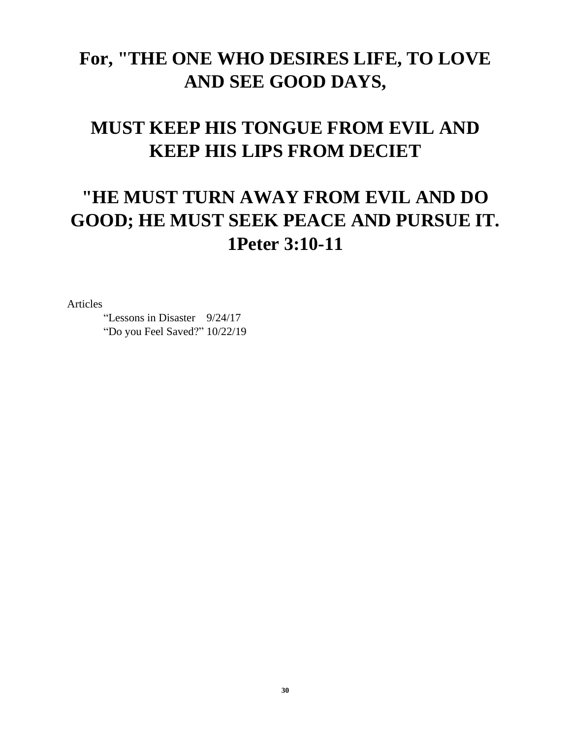# For, "THE ONE WHO DESIRES LIFE, TO LOVE AND SEE GOOD DAYS,

# MUST KEEP HIS TONGUE FROM EVIL AND KEEP HIS LIPS FROM DECIET

# "HE MUST TURN AWAY FROM EVIL AND DO GOOD; HE MUST SEEK PEACE AND PURSUE IT. 1Peter 3:10-11

Articles

“Lessons in Disaster 9/24/17

“Do you Feel Saved?” 10/22/19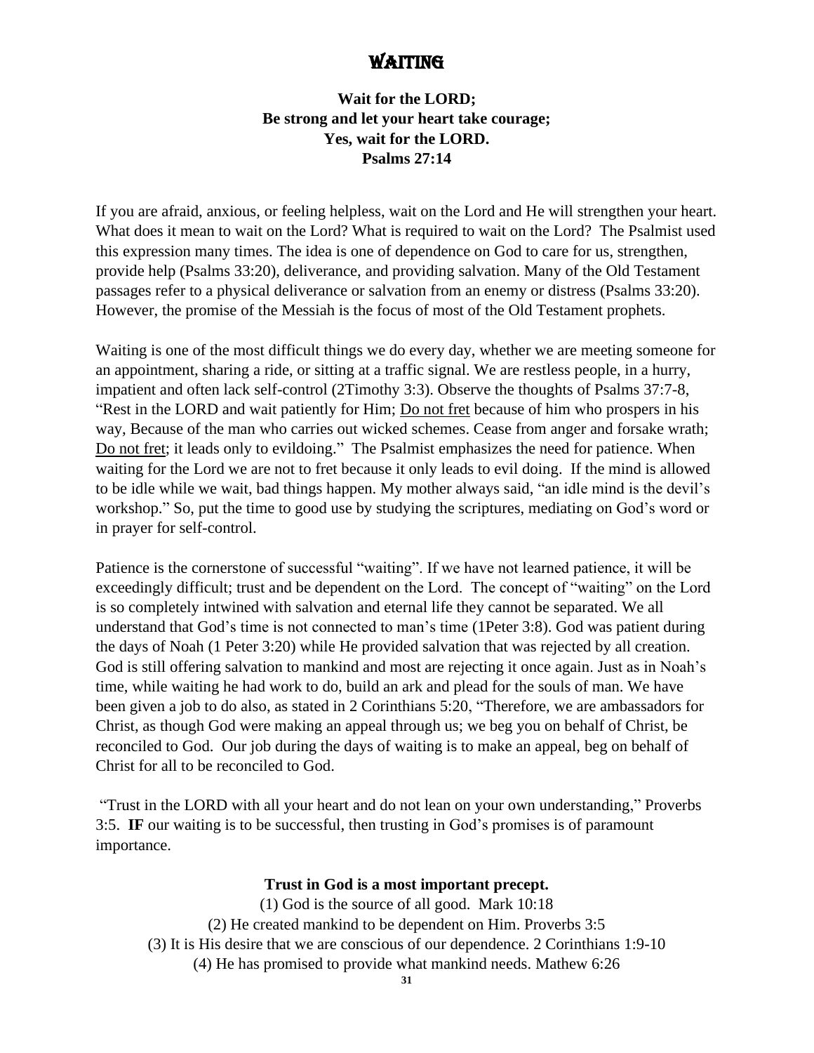# WAITING

**Wait for the LORD;**
**Be strong and let your heart take courage;**
**Yes, wait for the LORD.**
**Psalms 27:14**

If you are afraid, anxious, or feeling helpless, wait on the Lord and He will strengthen your heart. What does it mean to wait on the Lord? What is required to wait on the Lord? The Psalmist used this expression many times. The idea is one of dependence on God to care for us, strengthen, provide help (Psalms 33:20), deliverance, and providing salvation. Many of the Old Testament passages refer to a physical deliverance or salvation from an enemy or distress (Psalms 33:20). However, the promise of the Messiah is the focus of most of the Old Testament prophets.

Waiting is one of the most difficult things we do every day, whether we are meeting someone for an appointment, sharing a ride, or sitting at a traffic signal. We are restless people, in a hurry, impatient and often lack self-control (2Timothy 3:3). Observe the thoughts of Psalms 37:7-8, "Rest in the LORD and wait patiently for Him; <u>Do not fret</u> because of him who prospers in his way, Because of the man who carries out wicked schemes. Cease from anger and forsake wrath; <u>Do not fret</u>; it leads only to evildoing." The Psalmist emphasizes the need for patience. When waiting for the Lord we are not to fret because it only leads to evil doing. If the mind is allowed to be idle while we wait, bad things happen. My mother always said, "an idle mind is the devil's workshop." So, put the time to good use by studying the scriptures, mediating on God's word or in prayer for self-control.

Patience is the cornerstone of successful "waiting". If we have not learned patience, it will be exceedingly difficult; trust and be dependent on the Lord. The concept of "waiting" on the Lord is so completely intwined with salvation and eternal life they cannot be separated. We all understand that God's time is not connected to man's time (1Peter 3:8). God was patient during the days of Noah (1 Peter 3:20) while He provided salvation that was rejected by all creation. God is still offering salvation to mankind and most are rejecting it once again. Just as in Noah's time, while waiting he had work to do, build an ark and plead for the souls of man. We have been given a job to do also, as stated in 2 Corinthians 5:20, "Therefore, we are ambassadors for Christ, as though God were making an appeal through us; we beg you on behalf of Christ, be reconciled to God. Our job during the days of waiting is to make an appeal, beg on behalf of Christ for all to be reconciled to God.

"Trust in the LORD with all your heart and do not lean on your own understanding," Proverbs 3:5. **IF** our waiting is to be successful, then trusting in God's promises is of paramount importance.

**Trust in God is a most important precept.**

(1) God is the source of all good. Mark 10:18
(2) He created mankind to be dependent on Him. Proverbs 3:5
(3) It is His desire that we are conscious of our dependence. 2 Corinthians 1:9-10
(4) He has promised to provide what mankind needs. Mathew 6:26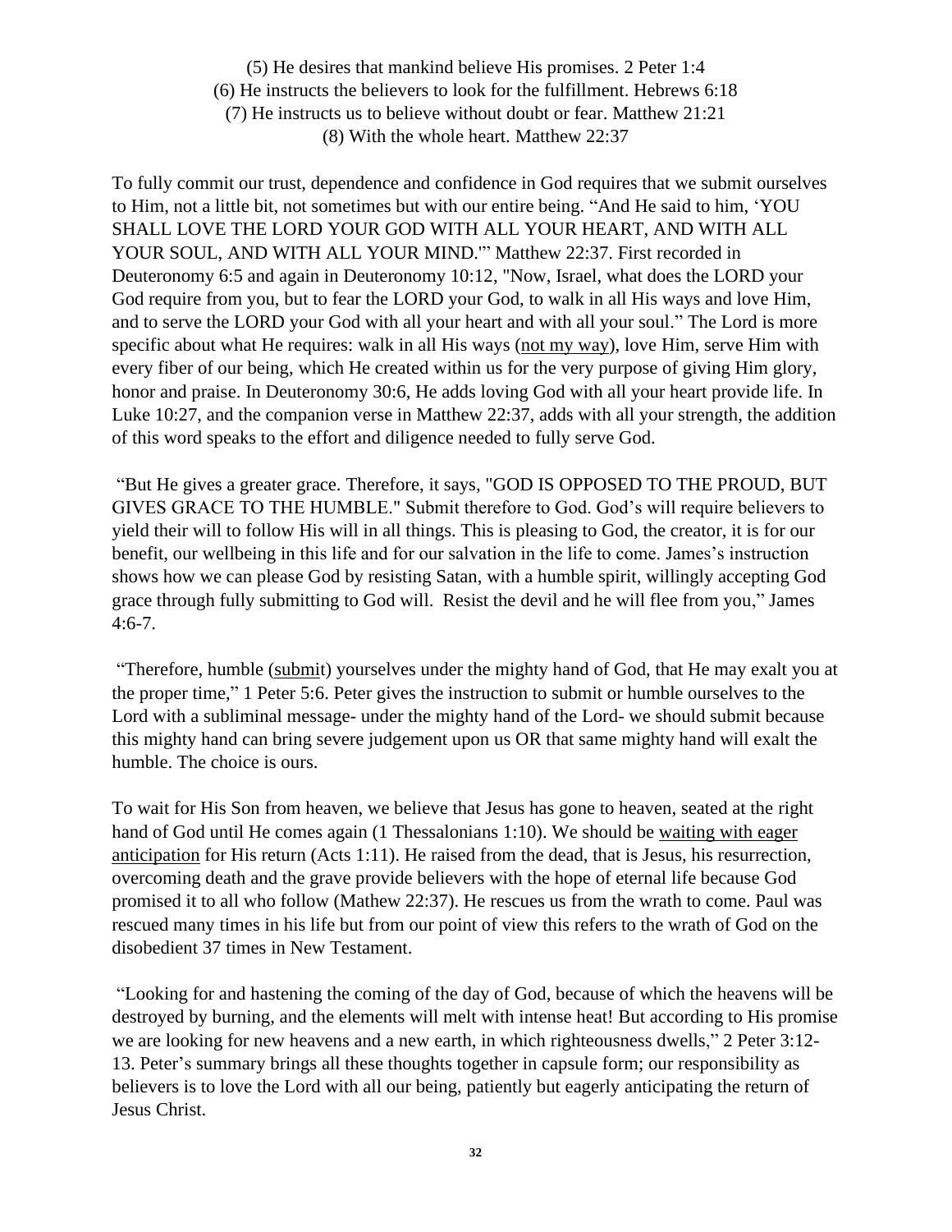(5) He desires that mankind believe His promises. 2 Peter 1:4
(6) He instructs the believers to look for the fulfillment. Hebrews 6:18
(7) He instructs us to believe without doubt or fear. Matthew 21:21
(8) With the whole heart. Matthew 22:37

To fully commit our trust, dependence and confidence in God requires that we submit ourselves to Him, not a little bit, not sometimes but with our entire being. "And He said to him, 'YOU SHALL LOVE THE LORD YOUR GOD WITH ALL YOUR HEART, AND WITH ALL YOUR SOUL, AND WITH ALL YOUR MIND.'" Matthew 22:37. First recorded in Deuteronomy 6:5 and again in Deuteronomy 10:12, "Now, Israel, what does the LORD your God require from you, but to fear the LORD your God, to walk in all His ways and love Him, and to serve the LORD your God with all your heart and with all your soul." The Lord is more specific about what He requires: walk in all His ways (<u>not my way</u>), love Him, serve Him with every fiber of our being, which He created within us for the very purpose of giving Him glory, honor and praise. In Deuteronomy 30:6, He adds loving God with all your heart provide life. In Luke 10:27, and the companion verse in Matthew 22:37, adds with all your strength, the addition of this word speaks to the effort and diligence needed to fully serve God.

"But He gives a greater grace. Therefore, it says, "GOD IS OPPOSED TO THE PROUD, BUT GIVES GRACE TO THE HUMBLE." Submit therefore to God. God's will require believers to yield their will to follow His will in all things. This is pleasing to God, the creator, it is for our benefit, our wellbeing in this life and for our salvation in the life to come. James's instruction shows how we can please God by resisting Satan, with a humble spirit, willingly accepting God grace through fully submitting to God will. Resist the devil and he will flee from you," James 4:6-7.

"Therefore, humble (<u>submit</u>) yourselves under the mighty hand of God, that He may exalt you at the proper time," 1 Peter 5:6. Peter gives the instruction to submit or humble ourselves to the Lord with a subliminal message- under the mighty hand of the Lord- we should submit because this mighty hand can bring severe judgement upon us OR that same mighty hand will exalt the humble. The choice is ours.

To wait for His Son from heaven, we believe that Jesus has gone to heaven, seated at the right hand of God until He comes again (1 Thessalonians 1:10). We should be <u>waiting with eager anticipation</u> for His return (Acts 1:11). He raised from the dead, that is Jesus, his resurrection, overcoming death and the grave provide believers with the hope of eternal life because God promised it to all who follow (Mathew 22:37). He rescues us from the wrath to come. Paul was rescued many times in his life but from our point of view this refers to the wrath of God on the disobedient 37 times in New Testament.

"Looking for and hastening the coming of the day of God, because of which the heavens will be destroyed by burning, and the elements will melt with intense heat! But according to His promise we are looking for new heavens and a new earth, in which righteousness dwells," 2 Peter 3:12-13. Peter's summary brings all these thoughts together in capsule form; our responsibility as believers is to love the Lord with all our being, patiently but eagerly anticipating the return of Jesus Christ.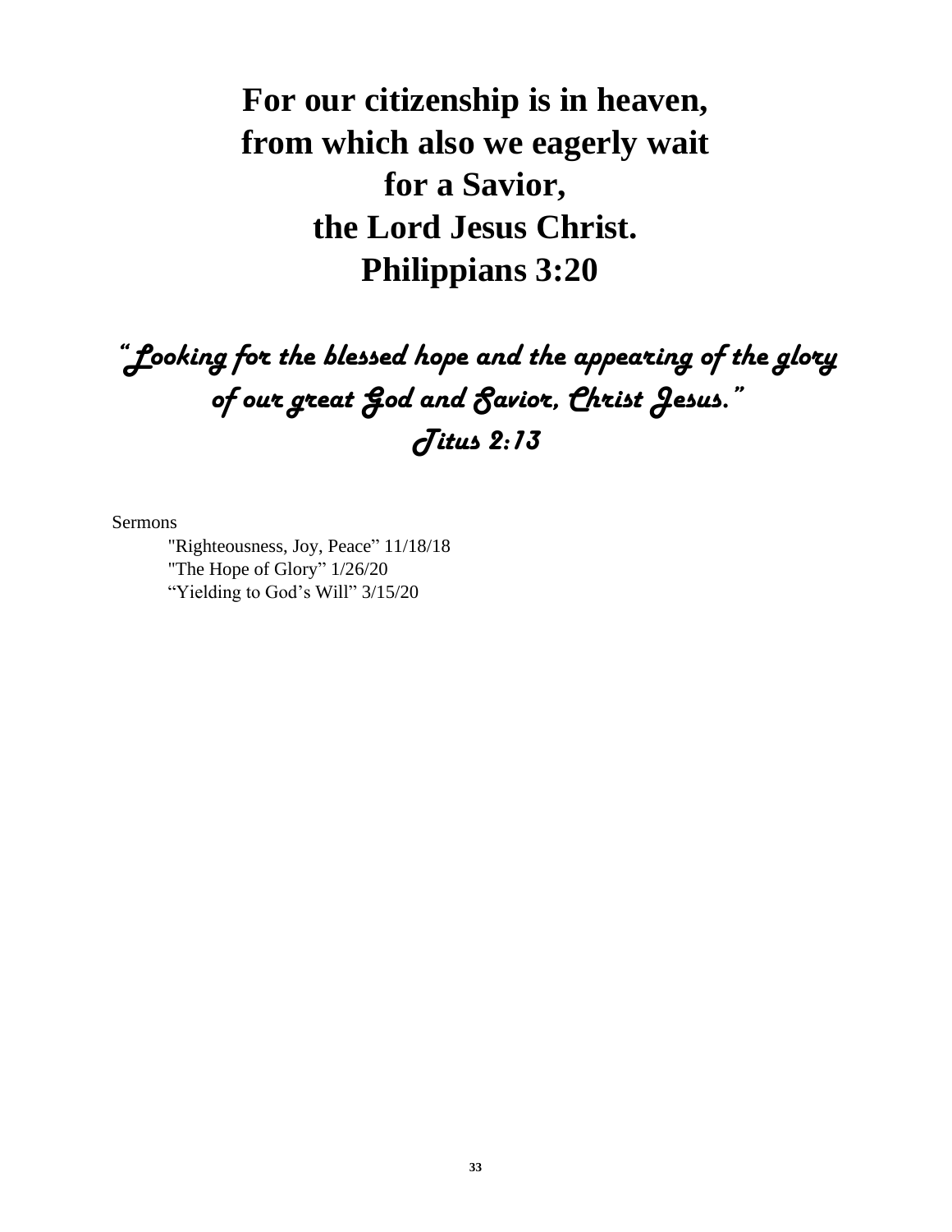**For our citizenship is in heaven,
from which also we eagerly wait
for a Savior,
the Lord Jesus Christ.
Philippians 3:20**

*"Looking for the blessed hope and the appearing of the glory of our great God and Savior, Christ Jesus."
Titus 2:13*

Sermons

"Righteousness, Joy, Peace" 11/18/18
"The Hope of Glory" 1/26/20
"Yielding to God's Will" 3/15/20